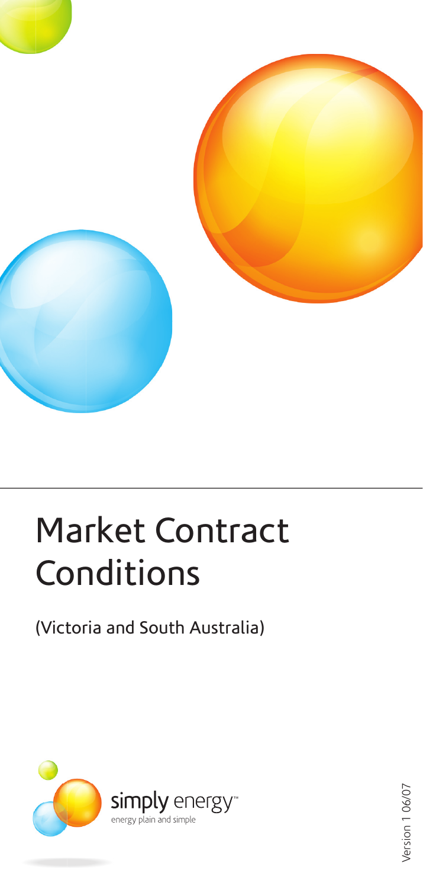# Market Contract Conditions

(Victoria and South Australia)

simply energy™

energy plain and simple

Version 1 06/07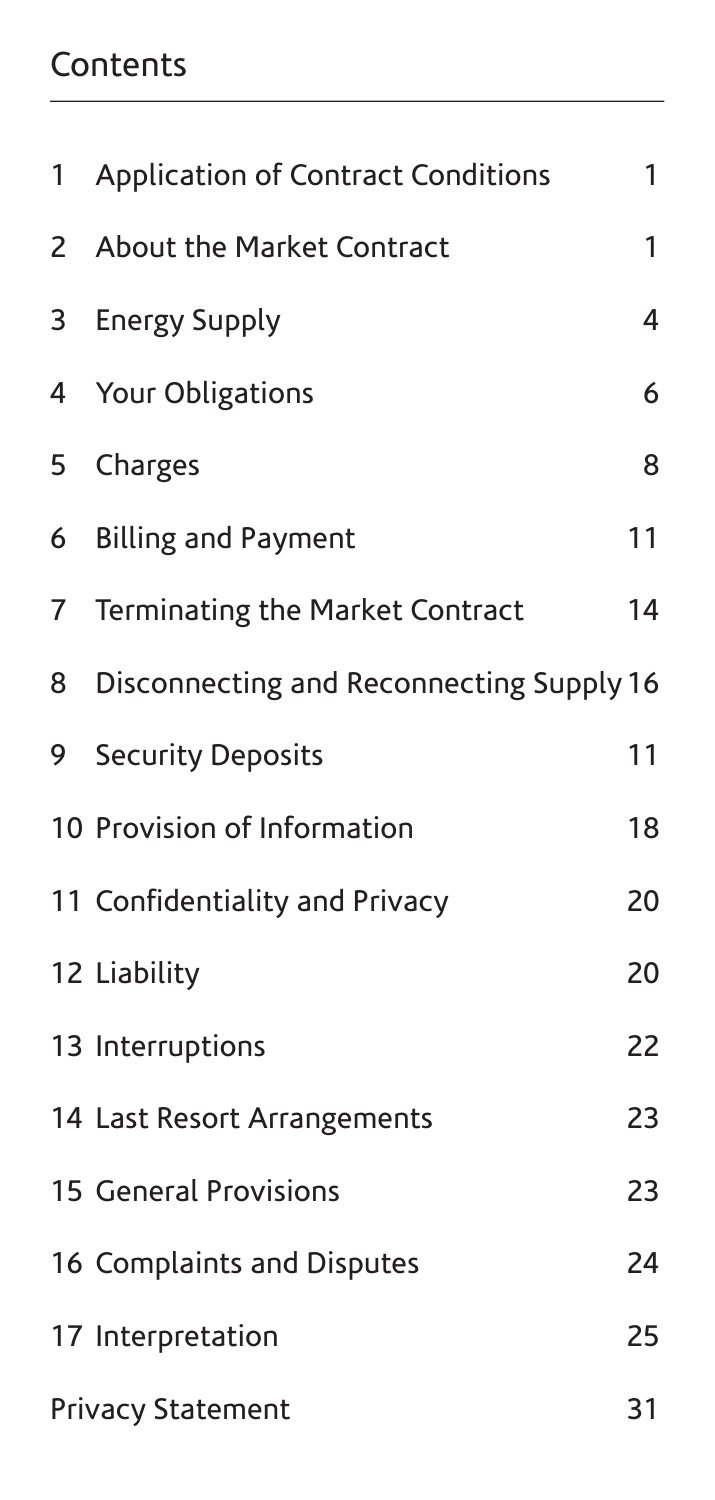## Contents

| | | |
|---|---|---|
| 1 | Application of Contract Conditions | 1 |
| 2 | About the Market Contract | 1 |
| 3 | Energy Supply | 4 |
| 4 | Your Obligations | 6 |
| 5 | Charges | 8 |
| 6 | Billing and Payment | 11 |
| 7 | Terminating the Market Contract | 14 |
| 8 | Disconnecting and Reconnecting Supply | 16 |
| 9 | Security Deposits | 11 |
| 10 | Provision of Information | 18 |
| 11 | Confidentiality and Privacy | 20 |
| 12 | Liability | 20 |
| 13 | Interruptions | 22 |
| 14 | Last Resort Arrangements | 23 |
| 15 | General Provisions | 23 |
| 16 | Complaints and Disputes | 24 |
| 17 | Interpretation | 25 |
| | Privacy Statement | 31 |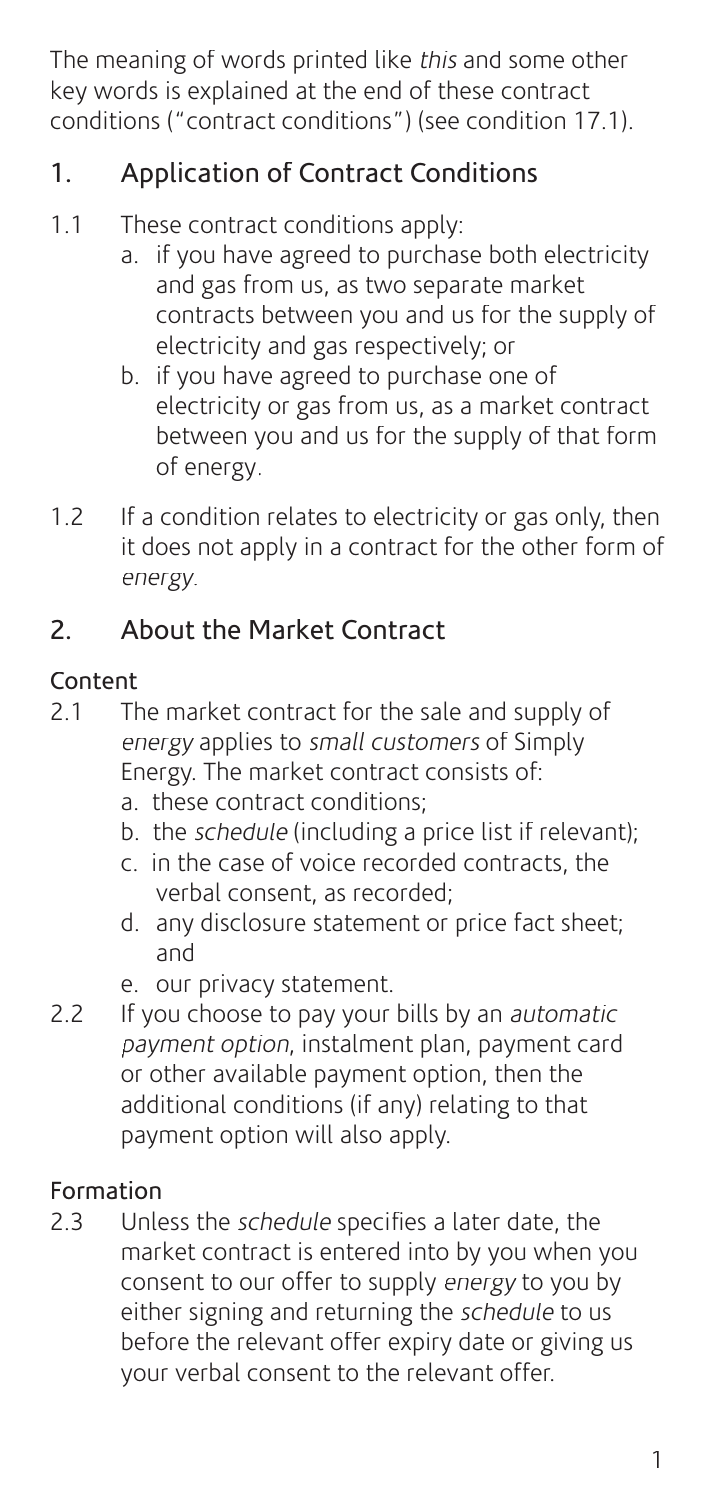The meaning of words printed like *this* and some other key words is explained at the end of these contract conditions ("contract conditions") (see condition 17.1).

## 1. Application of Contract Conditions

1.1 These contract conditions apply:

a. if you have agreed to purchase both electricity and gas from us, as two separate market contracts between you and us for the supply of electricity and gas respectively; or

b. if you have agreed to purchase one of electricity or gas from us, as a market contract between you and us for the supply of that form of energy.

1.2 If a condition relates to electricity or gas only, then it does not apply in a contract for the other form of *energy*.

## 2. About the Market Contract

### Content

2.1 The market contract for the sale and supply of *energy* applies to *small customers* of Simply Energy. The market contract consists of:

a. these contract conditions;

b. the *schedule* (including a price list if relevant);

c. in the case of voice recorded contracts, the verbal consent, as recorded;

d. any disclosure statement or price fact sheet; and

e. our privacy statement.

2.2 If you choose to pay your bills by an *automatic payment option*, instalment plan, payment card or other available payment option, then the additional conditions (if any) relating to that payment option will also apply.

### Formation

2.3 Unless the *schedule* specifies a later date, the market contract is entered into by you when you consent to our offer to supply *energy* to you by either signing and returning the *schedule* to us before the relevant offer expiry date or giving us your verbal consent to the relevant offer.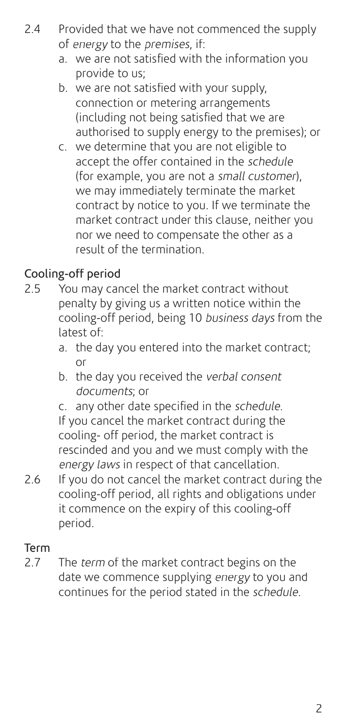2.4 Provided that we have not commenced the supply of *energy* to the *premises*, if:

a. we are not satisfied with the information you provide to us;

b. we are not satisfied with your supply, connection or metering arrangements (including not being satisfied that we are authorised to supply energy to the premises); or

c. we determine that you are not eligible to accept the offer contained in the *schedule* (for example, you are not a *small customer*), we may immediately terminate the market contract by notice to you. If we terminate the market contract under this clause, neither you nor we need to compensate the other as a result of the termination.

## Cooling-off period

2.5 You may cancel the market contract without penalty by giving us a written notice within the cooling-off period, being 10 *business days* from the latest of:

a. the day you entered into the market contract; or

b. the day you received the *verbal consent documents*; or

c. any other date specified in the *schedule*.

If you cancel the market contract during the cooling- off period, the market contract is rescinded and you and we must comply with the *energy laws* in respect of that cancellation.

2.6 If you do not cancel the market contract during the cooling-off period, all rights and obligations under it commence on the expiry of this cooling-off period.

## Term

2.7 The *term* of the market contract begins on the date we commence supplying *energy* to you and continues for the period stated in the *schedule*.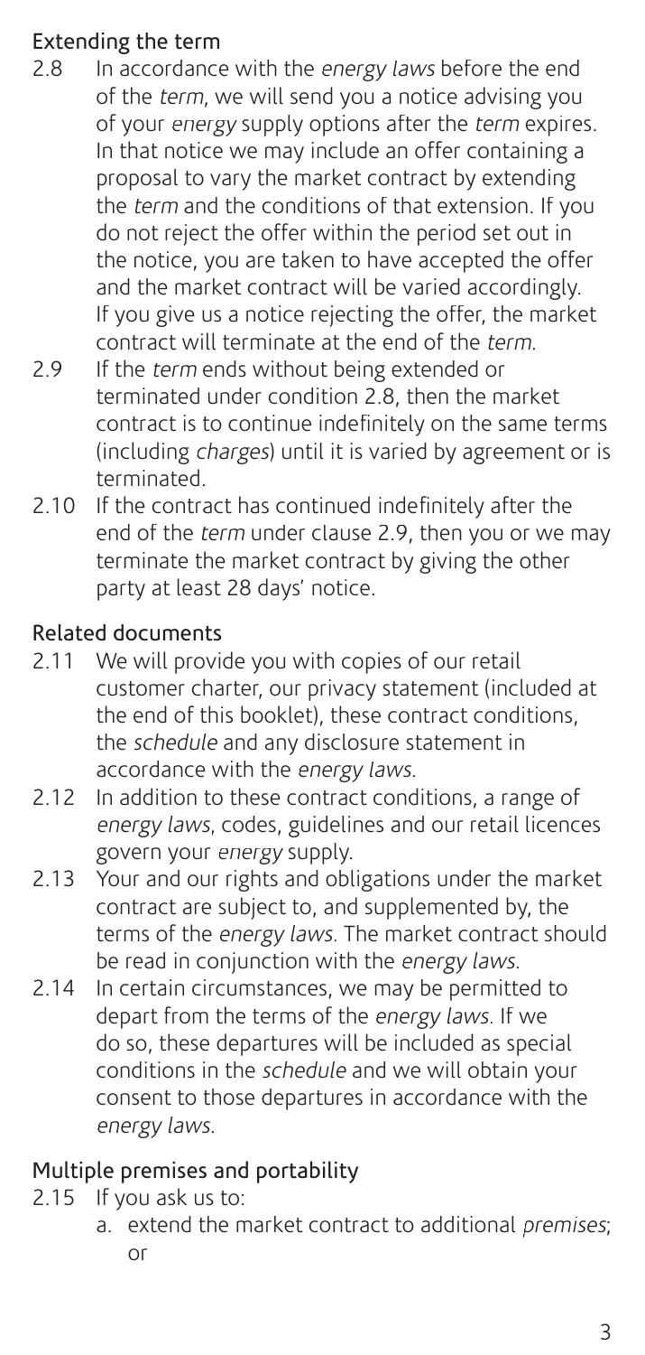## Extending the term

2.8 In accordance with the *energy laws* before the end of the *term*, we will send you a notice advising you of your *energy* supply options after the *term* expires. In that notice we may include an offer containing a proposal to vary the market contract by extending the *term* and the conditions of that extension. If you do not reject the offer within the period set out in the notice, you are taken to have accepted the offer and the market contract will be varied accordingly. If you give us a notice rejecting the offer, the market contract will terminate at the end of the *term*.

2.9 If the *term* ends without being extended or terminated under condition 2.8, then the market contract is to continue indefinitely on the same terms (including *charges*) until it is varied by agreement or is terminated.

2.10 If the contract has continued indefinitely after the end of the *term* under clause 2.9, then you or we may terminate the market contract by giving the other party at least 28 days' notice.

## Related documents

2.11 We will provide you with copies of our retail customer charter, our privacy statement (included at the end of this booklet), these contract conditions, the *schedule* and any disclosure statement in accordance with the *energy laws*.

2.12 In addition to these contract conditions, a range of *energy laws*, codes, guidelines and our retail licences govern your *energy* supply.

2.13 Your and our rights and obligations under the market contract are subject to, and supplemented by, the terms of the *energy laws*. The market contract should be read in conjunction with the *energy laws*.

2.14 In certain circumstances, we may be permitted to depart from the terms of the *energy laws*. If we do so, these departures will be included as special conditions in the *schedule* and we will obtain your consent to those departures in accordance with the *energy laws*.

## Multiple premises and portability

2.15 If you ask us to:

a. extend the market contract to additional *premises*; or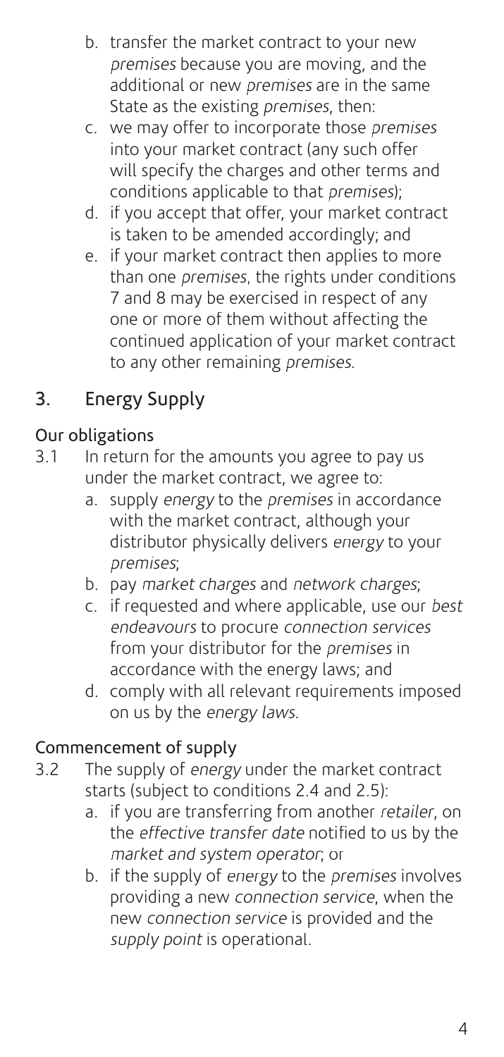b. transfer the market contract to your new *premises* because you are moving, and the additional or new *premises* are in the same State as the existing *premises*, then:

c. we may offer to incorporate those *premises* into your market contract (any such offer will specify the charges and other terms and conditions applicable to that *premises*);

d. if you accept that offer, your market contract is taken to be amended accordingly; and

e. if your market contract then applies to more than one *premises*, the rights under conditions 7 and 8 may be exercised in respect of any one or more of them without affecting the continued application of your market contract to any other remaining *premises*.

## 3. Energy Supply

### Our obligations

3.1 In return for the amounts you agree to pay us under the market contract, we agree to:

a. supply *energy* to the *premises* in accordance with the market contract, although your distributor physically delivers *energy* to your *premises*;

b. pay *market charges* and *network charges*;

c. if requested and where applicable, use our *best endeavours* to procure *connection services* from your distributor for the *premises* in accordance with the energy laws; and

d. comply with all relevant requirements imposed on us by the *energy laws*.

### Commencement of supply

3.2 The supply of *energy* under the market contract starts (subject to conditions 2.4 and 2.5):

a. if you are transferring from another *retailer*, on the *effective transfer date* notified to us by the *market and system operator*; or

b. if the supply of *energy* to the *premises* involves providing a new *connection service*, when the new *connection service* is provided and the *supply point* is operational.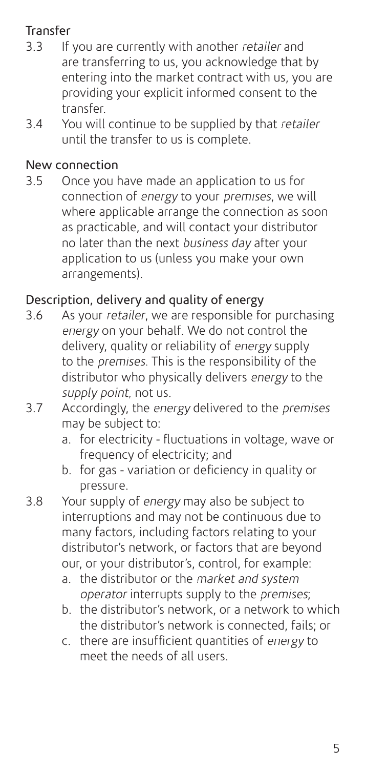### Transfer

3.3 If you are currently with another *retailer* and are transferring to us, you acknowledge that by entering into the market contract with us, you are providing your explicit informed consent to the transfer.

3.4 You will continue to be supplied by that *retailer* until the transfer to us is complete.

### New connection

3.5 Once you have made an application to us for connection of *energy* to your *premises*, we will where applicable arrange the connection as soon as practicable, and will contact your distributor no later than the next *business day* after your application to us (unless you make your own arrangements).

### Description, delivery and quality of energy

3.6 As your *retailer*, we are responsible for purchasing *energy* on your behalf. We do not control the delivery, quality or reliability of *energy* supply to the *premises*. This is the responsibility of the distributor who physically delivers *energy* to the *supply point*, not us.

3.7 Accordingly, the *energy* delivered to the *premises* may be subject to:

a. for electricity - fluctuations in voltage, wave or frequency of electricity; and

b. for gas - variation or deficiency in quality or pressure.

3.8 Your supply of *energy* may also be subject to interruptions and may not be continuous due to many factors, including factors relating to your distributor's network, or factors that are beyond our, or your distributor's, control, for example:

a. the distributor or the *market and system operator* interrupts supply to the *premises*;

b. the distributor's network, or a network to which the distributor's network is connected, fails; or

c. there are insufficient quantities of *energy* to meet the needs of all users.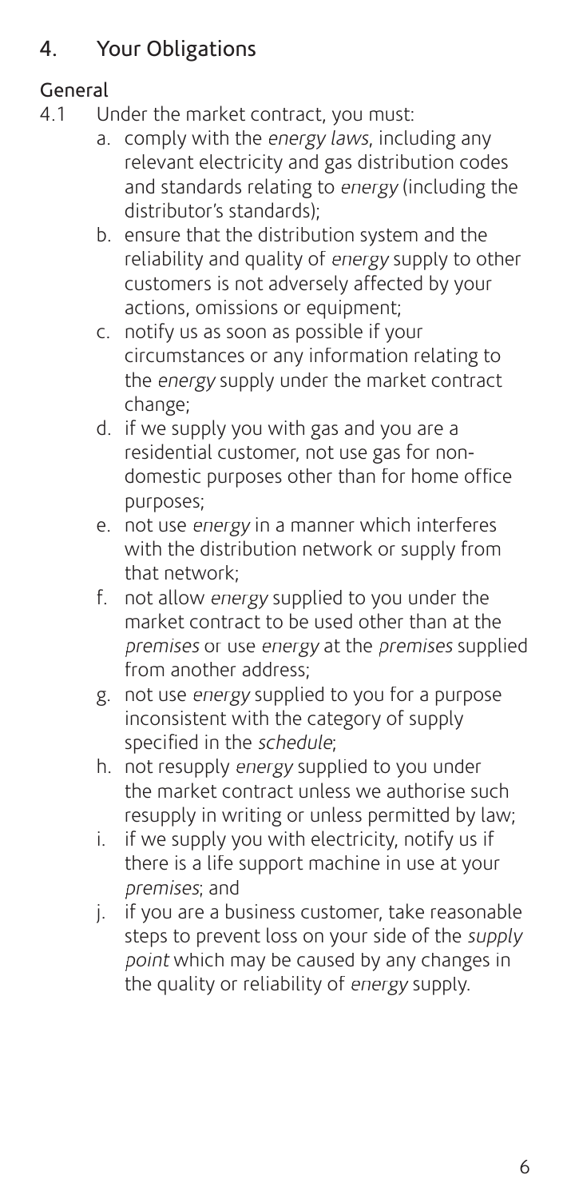## 4. Your Obligations

### General

4.1 Under the market contract, you must:

a. comply with the *energy laws*, including any relevant electricity and gas distribution codes and standards relating to *energy* (including the distributor's standards);

b. ensure that the distribution system and the reliability and quality of *energy* supply to other customers is not adversely affected by your actions, omissions or equipment;

c. notify us as soon as possible if your circumstances or any information relating to the *energy* supply under the market contract change;

d. if we supply you with gas and you are a residential customer, not use gas for non-domestic purposes other than for home office purposes;

e. not use *energy* in a manner which interferes with the distribution network or supply from that network;

f. not allow *energy* supplied to you under the market contract to be used other than at the *premises* or use *energy* at the *premises* supplied from another address;

g. not use *energy* supplied to you for a purpose inconsistent with the category of supply specified in the *schedule*;

h. not resupply *energy* supplied to you under the market contract unless we authorise such resupply in writing or unless permitted by law;

i. if we supply you with electricity, notify us if there is a life support machine in use at your *premises*; and

j. if you are a business customer, take reasonable steps to prevent loss on your side of the *supply point* which may be caused by any changes in the quality or reliability of *energy* supply.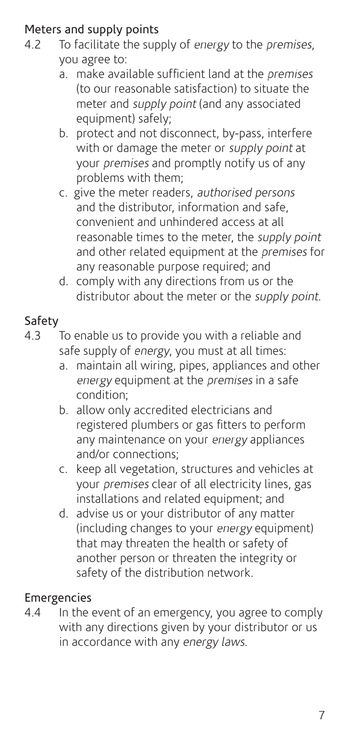## Meters and supply points

4.2 To facilitate the supply of *energy* to the *premises*, you agree to:

a. make available sufficient land at the *premises* (to our reasonable satisfaction) to situate the meter and *supply point* (and any associated equipment) safely;

b. protect and not disconnect, by-pass, interfere with or damage the meter or *supply point* at your *premises* and promptly notify us of any problems with them;

c. give the meter readers, *authorised persons* and the distributor, information and safe, convenient and unhindered access at all reasonable times to the meter, the *supply point* and other related equipment at the *premises* for any reasonable purpose required; and

d. comply with any directions from us or the distributor about the meter or the *supply point*.

## Safety

4.3 To enable us to provide you with a reliable and safe supply of *energy*, you must at all times:

a. maintain all wiring, pipes, appliances and other *energy* equipment at the *premises* in a safe condition;

b. allow only accredited electricians and registered plumbers or gas fitters to perform any maintenance on your *energy* appliances and/or connections;

c. keep all vegetation, structures and vehicles at your *premises* clear of all electricity lines, gas installations and related equipment; and

d. advise us or your distributor of any matter (including changes to your *energy* equipment) that may threaten the health or safety of another person or threaten the integrity or safety of the distribution network.

## Emergencies

4.4 In the event of an emergency, you agree to comply with any directions given by your distributor or us in accordance with any *energy laws*.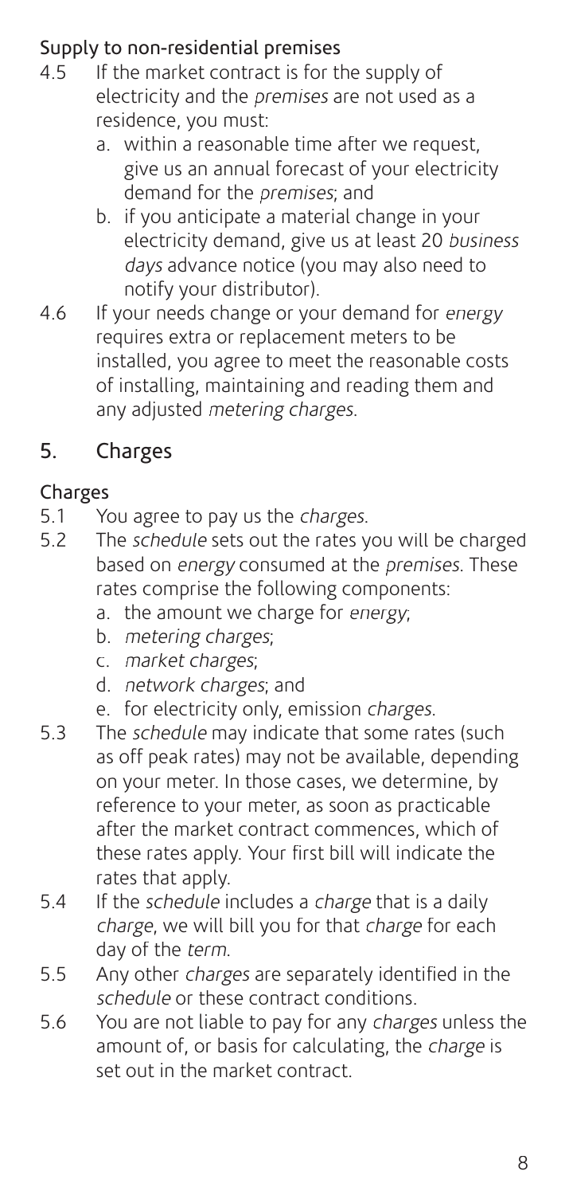### Supply to non-residential premises

4.5 If the market contract is for the supply of electricity and the *premises* are not used as a residence, you must:

   a. within a reasonable time after we request, give us an annual forecast of your electricity demand for the *premises*; and

   b. if you anticipate a material change in your electricity demand, give us at least 20 *business days* advance notice (you may also need to notify your distributor).

4.6 If your needs change or your demand for *energy* requires extra or replacement meters to be installed, you agree to meet the reasonable costs of installing, maintaining and reading them and any adjusted *metering charges*.

## 5. Charges

### Charges

5.1 You agree to pay us the *charges*.

5.2 The *schedule* sets out the rates you will be charged based on *energy* consumed at the *premises*. These rates comprise the following components:

   a. the amount we charge for *energy*;

   b. *metering charges*;

   c. *market charges*;

   d. *network charges*; and

   e. for electricity only, emission *charges*.

5.3 The *schedule* may indicate that some rates (such as off peak rates) may not be available, depending on your meter. In those cases, we determine, by reference to your meter, as soon as practicable after the market contract commences, which of these rates apply. Your first bill will indicate the rates that apply.

5.4 If the *schedule* includes a *charge* that is a daily *charge*, we will bill you for that *charge* for each day of the *term*.

5.5 Any other *charges* are separately identified in the *schedule* or these contract conditions.

5.6 You are not liable to pay for any *charges* unless the amount of, or basis for calculating, the *charge* is set out in the market contract.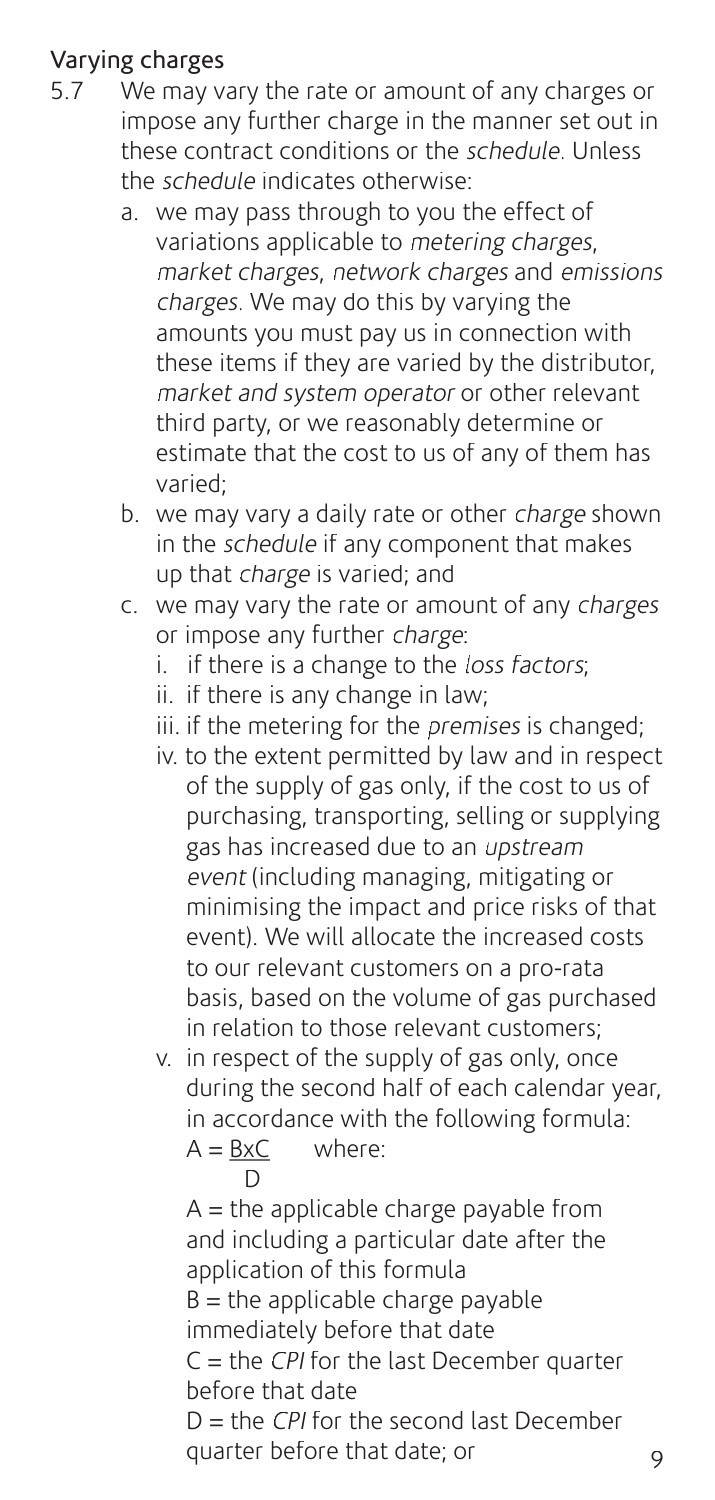## Varying charges

5.7 We may vary the rate or amount of any charges or impose any further charge in the manner set out in these contract conditions or the *schedule*. Unless the *schedule* indicates otherwise:

a. we may pass through to you the effect of variations applicable to *metering charges*, *market charges*, *network charges* and *emissions charges*. We may do this by varying the amounts you must pay us in connection with these items if they are varied by the distributor, *market and system operator* or other relevant third party, or we reasonably determine or estimate that the cost to us of any of them has varied;

b. we may vary a daily rate or other *charge* shown in the *schedule* if any component that makes up that *charge* is varied; and

c. we may vary the rate or amount of any *charges* or impose any further *charge*:

   i. if there is a change to the *loss factors*;

   ii. if there is any change in law;

   iii. if the metering for the *premises* is changed;

   iv. to the extent permitted by law and in respect of the supply of gas only, if the cost to us of purchasing, transporting, selling or supplying gas has increased due to an *upstream event* (including managing, mitigating or minimising the impact and price risks of that event). We will allocate the increased costs to our relevant customers on a pro-rata basis, based on the volume of gas purchased in relation to those relevant customers;

   v. in respect of the supply of gas only, once during the second half of each calendar year, in accordance with the following formula:

   $$A = \frac{B \times C}{D}$$ where:

   A = the applicable charge payable from and including a particular date after the application of this formula

   B = the applicable charge payable immediately before that date

   C = the *CPI* for the last December quarter before that date

   D = the *CPI* for the second last December quarter before that date; or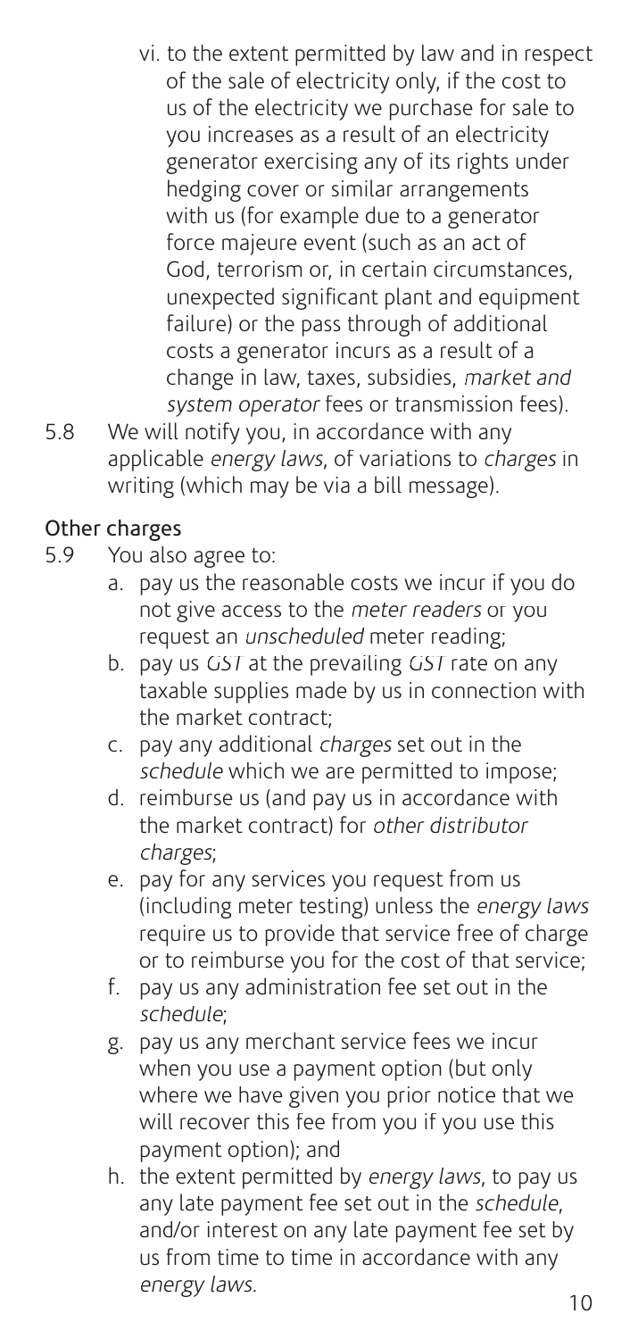vi. to the extent permitted by law and in respect of the sale of electricity only, if the cost to us of the electricity we purchase for sale to you increases as a result of an electricity generator exercising any of its rights under hedging cover or similar arrangements with us (for example due to a generator force majeure event (such as an act of God, terrorism or, in certain circumstances, unexpected significant plant and equipment failure) or the pass through of additional costs a generator incurs as a result of a change in law, taxes, subsidies, *market and system operator* fees or transmission fees).

5.8 We will notify you, in accordance with any applicable *energy laws*, of variations to *charges* in writing (which may be via a bill message).

**Other charges**

5.9 You also agree to:

a. pay us the reasonable costs we incur if you do not give access to the *meter readers* or you request an *unscheduled* meter reading;

b. pay us *GST* at the prevailing *GST* rate on any taxable supplies made by us in connection with the market contract;

c. pay any additional *charges* set out in the *schedule* which we are permitted to impose;

d. reimburse us (and pay us in accordance with the market contract) for *other distributor charges*;

e. pay for any services you request from us (including meter testing) unless the *energy laws* require us to provide that service free of charge or to reimburse you for the cost of that service;

f. pay us any administration fee set out in the *schedule*;

g. pay us any merchant service fees we incur when you use a payment option (but only where we have given you prior notice that we will recover this fee from you if you use this payment option); and

h. the extent permitted by *energy laws*, to pay us any late payment fee set out in the *schedule*, and/or interest on any late payment fee set by us from time to time in accordance with any *energy laws*.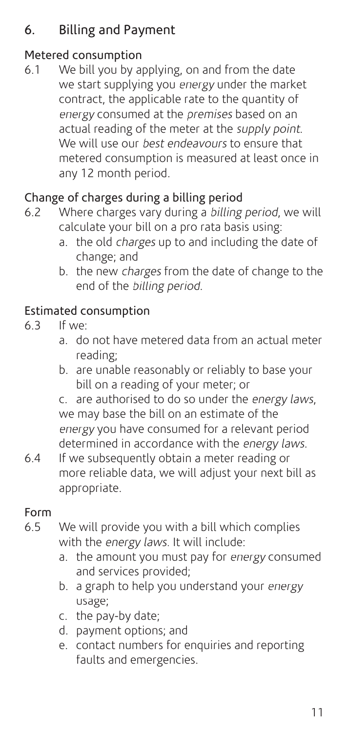## 6. Billing and Payment

### Metered consumption

6.1 We bill you by applying, on and from the date we start supplying you *energy* under the market contract, the applicable rate to the quantity of *energy* consumed at the *premises* based on an actual reading of the meter at the *supply point*. We will use our *best endeavours* to ensure that metered consumption is measured at least once in any 12 month period.

### Change of charges during a billing period

6.2 Where charges vary during a *billing period*, we will calculate your bill on a pro rata basis using:

a. the old *charges* up to and including the date of change; and

b. the new *charges* from the date of change to the end of the *billing period*.

### Estimated consumption

6.3 If we:

a. do not have metered data from an actual meter reading;

b. are unable reasonably or reliably to base your bill on a reading of your meter; or

c. are authorised to do so under the *energy laws*,

we may base the bill on an estimate of the *energy* you have consumed for a relevant period determined in accordance with the *energy laws*.

6.4 If we subsequently obtain a meter reading or more reliable data, we will adjust your next bill as appropriate.

### Form

6.5 We will provide you with a bill which complies with the *energy laws*. It will include:

a. the amount you must pay for *energy* consumed and services provided;

b. a graph to help you understand your *energy* usage;

c. the pay-by date;

d. payment options; and

e. contact numbers for enquiries and reporting faults and emergencies.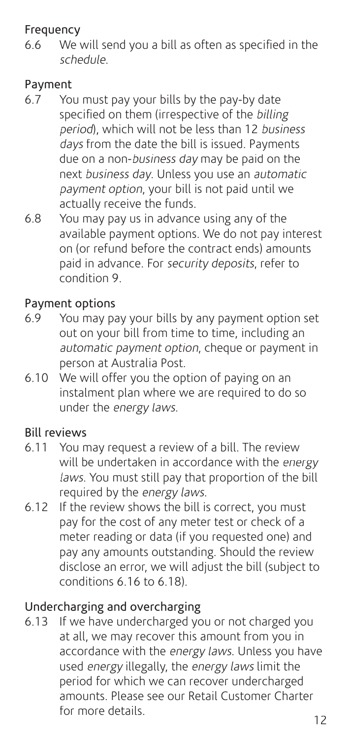### Frequency

6.6 We will send you a bill as often as specified in the *schedule*.

### Payment

6.7 You must pay your bills by the pay-by date specified on them (irrespective of the *billing period*), which will not be less than 12 *business days* from the date the bill is issued. Payments due on a non-*business day* may be paid on the next *business day*. Unless you use an *automatic payment option*, your bill is not paid until we actually receive the funds.

6.8 You may pay us in advance using any of the available payment options. We do not pay interest on (or refund before the contract ends) amounts paid in advance. For *security deposits*, refer to condition 9.

### Payment options

6.9 You may pay your bills by any payment option set out on your bill from time to time, including an *automatic payment option*, cheque or payment in person at Australia Post.

6.10 We will offer you the option of paying on an instalment plan where we are required to do so under the *energy laws*.

### Bill reviews

6.11 You may request a review of a bill. The review will be undertaken in accordance with the *energy laws*. You must still pay that proportion of the bill required by the *energy laws*.

6.12 If the review shows the bill is correct, you must pay for the cost of any meter test or check of a meter reading or data (if you requested one) and pay any amounts outstanding. Should the review disclose an error, we will adjust the bill (subject to conditions 6.16 to 6.18).

### Undercharging and overcharging

6.13 If we have undercharged you or not charged you at all, we may recover this amount from you in accordance with the *energy laws*. Unless you have used *energy* illegally, the *energy laws* limit the period for which we can recover undercharged amounts. Please see our Retail Customer Charter for more details.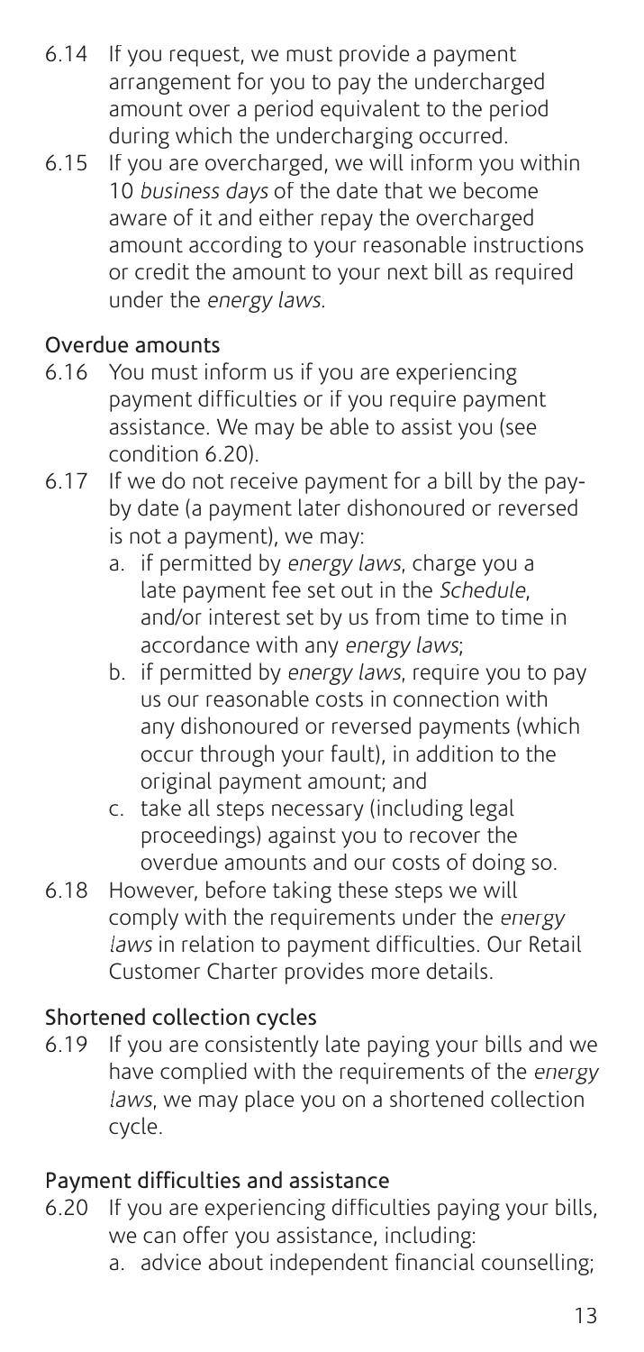6.14 If you request, we must provide a payment arrangement for you to pay the undercharged amount over a period equivalent to the period during which the undercharging occurred.

6.15 If you are overcharged, we will inform you within 10 *business days* of the date that we become aware of it and either repay the overcharged amount according to your reasonable instructions or credit the amount to your next bill as required under the *energy laws*.

### Overdue amounts

6.16 You must inform us if you are experiencing payment difficulties or if you require payment assistance. We may be able to assist you (see condition 6.20).

6.17 If we do not receive payment for a bill by the pay-by date (a payment later dishonoured or reversed is not a payment), we may:

a. if permitted by *energy laws*, charge you a late payment fee set out in the *Schedule*, and/or interest set by us from time to time in accordance with any *energy laws*;

b. if permitted by *energy laws*, require you to pay us our reasonable costs in connection with any dishonoured or reversed payments (which occur through your fault), in addition to the original payment amount; and

c. take all steps necessary (including legal proceedings) against you to recover the overdue amounts and our costs of doing so.

6.18 However, before taking these steps we will comply with the requirements under the *energy laws* in relation to payment difficulties. Our Retail Customer Charter provides more details.

### Shortened collection cycles

6.19 If you are consistently late paying your bills and we have complied with the requirements of the *energy laws*, we may place you on a shortened collection cycle.

### Payment difficulties and assistance

6.20 If you are experiencing difficulties paying your bills, we can offer you assistance, including:

a. advice about independent financial counselling;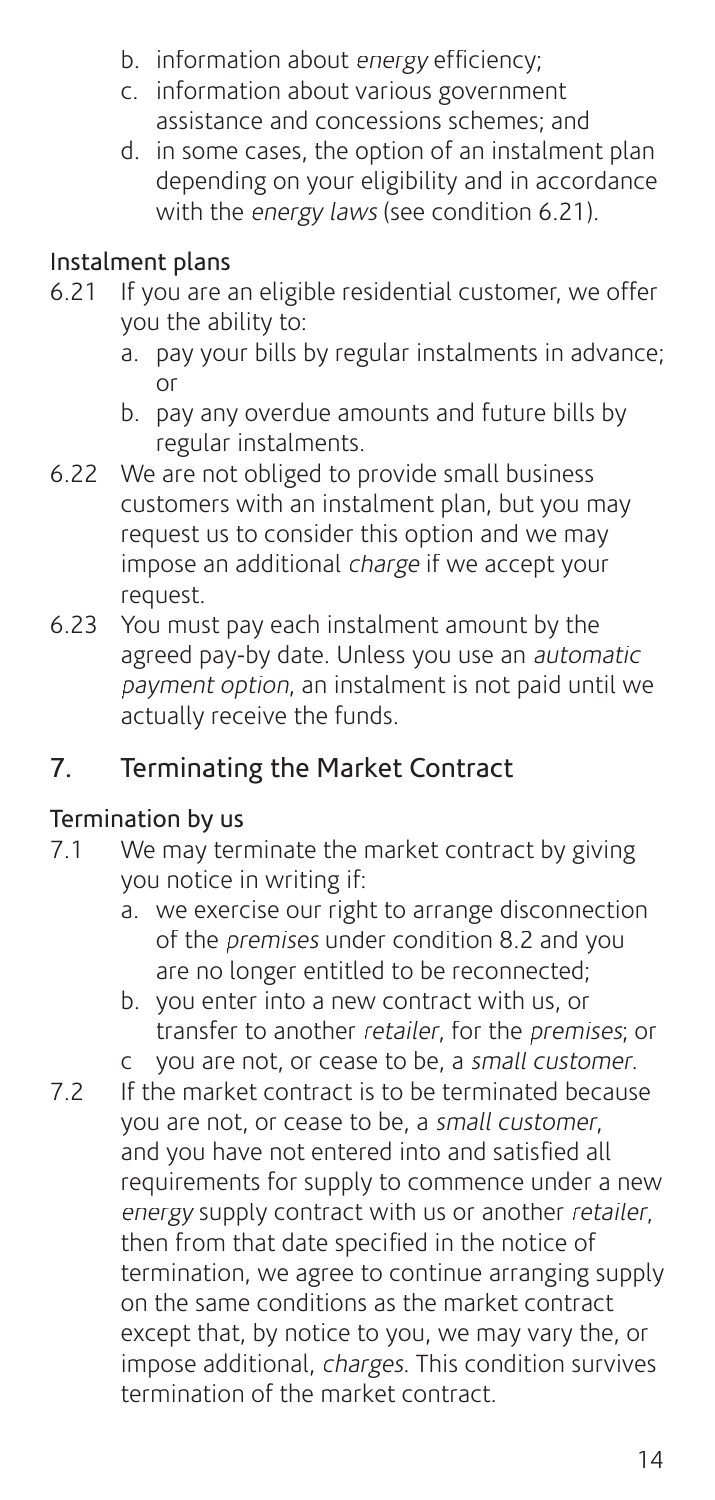b. information about *energy* efficiency;
c. information about various government assistance and concessions schemes; and
d. in some cases, the option of an instalment plan depending on your eligibility and in accordance with the *energy laws* (see condition 6.21).

### Instalment plans

6.21 If you are an eligible residential customer, we offer you the ability to:

a. pay your bills by regular instalments in advance; or
b. pay any overdue amounts and future bills by regular instalments.

6.22 We are not obliged to provide small business customers with an instalment plan, but you may request us to consider this option and we may impose an additional *charge* if we accept your request.

6.23 You must pay each instalment amount by the agreed pay-by date. Unless you use an *automatic payment option*, an instalment is not paid until we actually receive the funds.

## 7. Terminating the Market Contract

### Termination by us

7.1 We may terminate the market contract by giving you notice in writing if:

a. we exercise our right to arrange disconnection of the *premises* under condition 8.2 and you are no longer entitled to be reconnected;
b. you enter into a new contract with us, or transfer to another *retailer*, for the *premises*; or
c you are not, or cease to be, a *small customer*.

7.2 If the market contract is to be terminated because you are not, or cease to be, a *small customer*, and you have not entered into and satisfied all requirements for supply to commence under a new *energy* supply contract with us or another *retailer*, then from that date specified in the notice of termination, we agree to continue arranging supply on the same conditions as the market contract except that, by notice to you, we may vary the, or impose additional, *charges*. This condition survives termination of the market contract.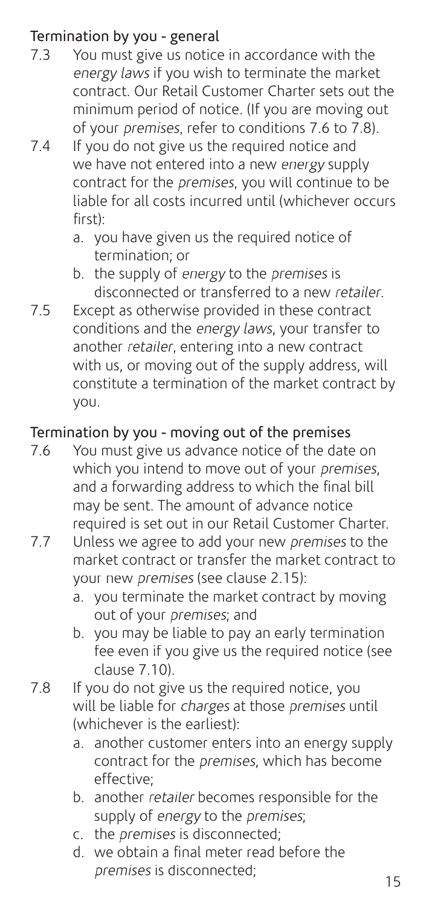### Termination by you - general

7.3 You must give us notice in accordance with the *energy laws* if you wish to terminate the market contract. Our Retail Customer Charter sets out the minimum period of notice. (If you are moving out of your *premises*, refer to conditions 7.6 to 7.8).

7.4 If you do not give us the required notice and we have not entered into a new *energy* supply contract for the *premises*, you will continue to be liable for all costs incurred until (whichever occurs first):

   a. you have given us the required notice of termination; or
   b. the supply of *energy* to the *premises* is disconnected or transferred to a new *retailer*.

7.5 Except as otherwise provided in these contract conditions and the *energy laws*, your transfer to another *retailer*, entering into a new contract with us, or moving out of the supply address, will constitute a termination of the market contract by you.

### Termination by you - moving out of the premises

7.6 You must give us advance notice of the date on which you intend to move out of your *premises*, and a forwarding address to which the final bill may be sent. The amount of advance notice required is set out in our Retail Customer Charter.

7.7 Unless we agree to add your new *premises* to the market contract or transfer the market contract to your new *premises* (see clause 2.15):

   a. you terminate the market contract by moving out of your *premises*; and
   b. you may be liable to pay an early termination fee even if you give us the required notice (see clause 7.10).

7.8 If you do not give us the required notice, you will be liable for *charges* at those *premises* until (whichever is the earliest):

   a. another customer enters into an energy supply contract for the *premises*, which has become effective;
   b. another *retailer* becomes responsible for the supply of *energy* to the *premises*;
   c. the *premises* is disconnected;
   d. we obtain a final meter read before the *premises* is disconnected;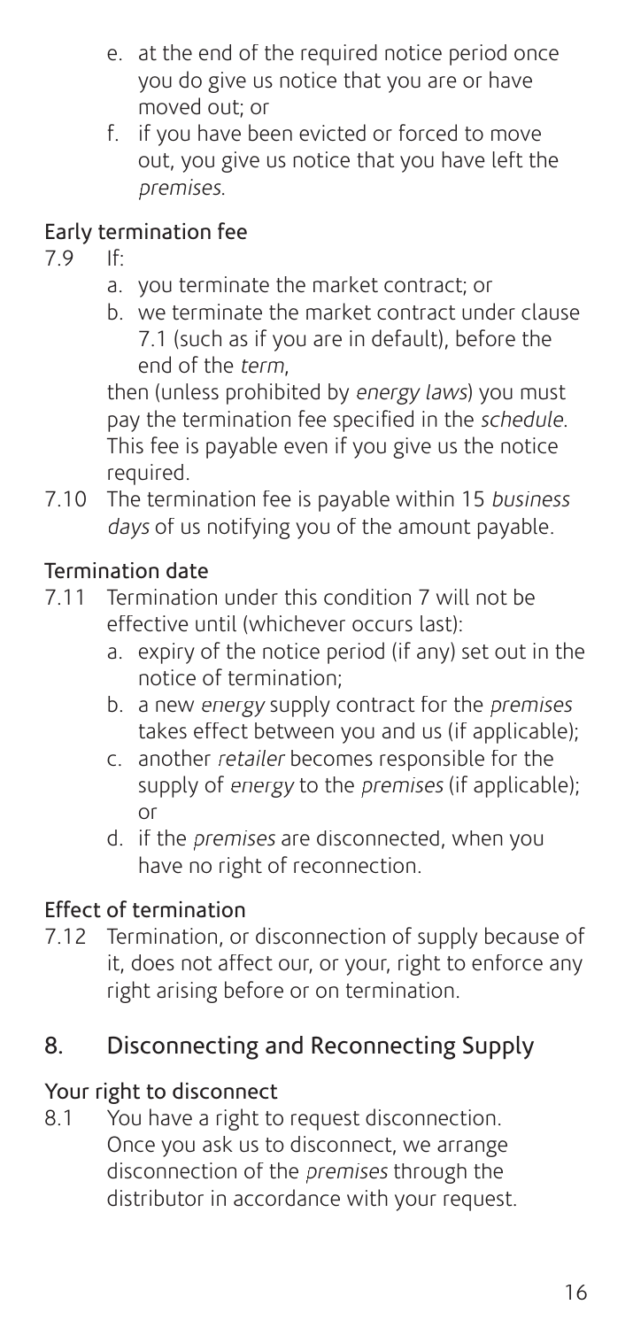e. at the end of the required notice period once you do give us notice that you are or have moved out; or
f. if you have been evicted or forced to move out, you give us notice that you have left the *premises*.

### Early termination fee

7.9 If:

a. you terminate the market contract; or
b. we terminate the market contract under clause 7.1 (such as if you are in default), before the end of the *term*,

then (unless prohibited by *energy laws*) you must pay the termination fee specified in the *schedule*. This fee is payable even if you give us the notice required.

7.10 The termination fee is payable within 15 *business days* of us notifying you of the amount payable.

### Termination date

7.11 Termination under this condition 7 will not be effective until (whichever occurs last):

a. expiry of the notice period (if any) set out in the notice of termination;
b. a new *energy* supply contract for the *premises* takes effect between you and us (if applicable);
c. another *retailer* becomes responsible for the supply of *energy* to the *premises* (if applicable); or
d. if the *premises* are disconnected, when you have no right of reconnection.

### Effect of termination

7.12 Termination, or disconnection of supply because of it, does not affect our, or your, right to enforce any right arising before or on termination.

## 8. Disconnecting and Reconnecting Supply

### Your right to disconnect

8.1 You have a right to request disconnection. Once you ask us to disconnect, we arrange disconnection of the *premises* through the distributor in accordance with your request.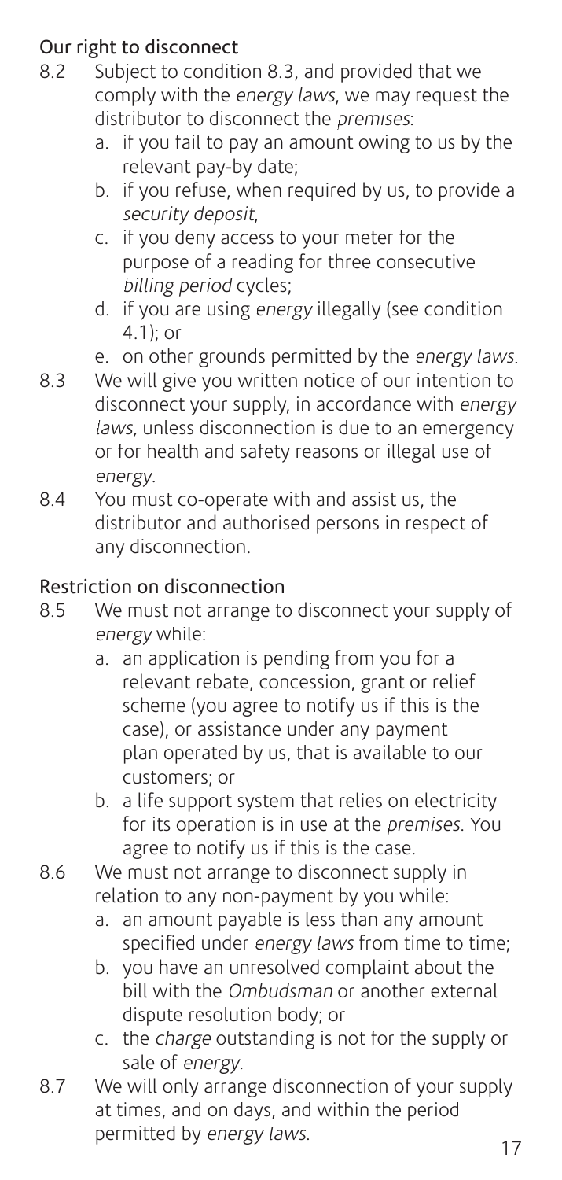## Our right to disconnect

8.2 Subject to condition 8.3, and provided that we comply with the *energy laws*, we may request the distributor to disconnect the *premises*:

a. if you fail to pay an amount owing to us by the relevant pay-by date;

b. if you refuse, when required by us, to provide a *security deposit*;

c. if you deny access to your meter for the purpose of a reading for three consecutive *billing period* cycles;

d. if you are using *energy* illegally (see condition 4.1); or

e. on other grounds permitted by the *energy laws*.

8.3 We will give you written notice of our intention to disconnect your supply, in accordance with *energy laws*, unless disconnection is due to an emergency or for health and safety reasons or illegal use of *energy*.

8.4 You must co-operate with and assist us, the distributor and authorised persons in respect of any disconnection.

## Restriction on disconnection

8.5 We must not arrange to disconnect your supply of *energy* while:

a. an application is pending from you for a relevant rebate, concession, grant or relief scheme (you agree to notify us if this is the case), or assistance under any payment plan operated by us, that is available to our customers; or

b. a life support system that relies on electricity for its operation is in use at the *premises*. You agree to notify us if this is the case.

8.6 We must not arrange to disconnect supply in relation to any non-payment by you while:

a. an amount payable is less than any amount specified under *energy laws* from time to time;

b. you have an unresolved complaint about the bill with the *Ombudsman* or another external dispute resolution body; or

c. the *charge* outstanding is not for the supply or sale of *energy*.

8.7 We will only arrange disconnection of your supply at times, and on days, and within the period permitted by *energy laws*.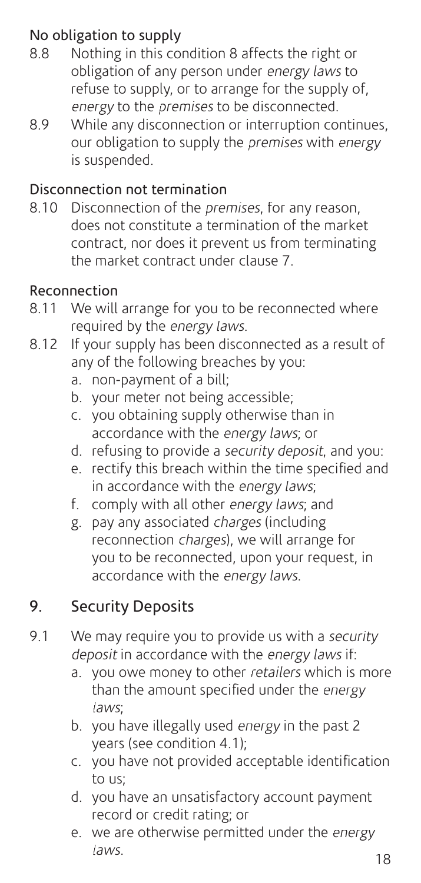### No obligation to supply

8.8 Nothing in this condition 8 affects the right or obligation of any person under *energy laws* to refuse to supply, or to arrange for the supply of, *energy* to the *premises* to be disconnected.

8.9 While any disconnection or interruption continues, our obligation to supply the *premises* with *energy* is suspended.

### Disconnection not termination

8.10 Disconnection of the *premises*, for any reason, does not constitute a termination of the market contract, nor does it prevent us from terminating the market contract under clause 7.

### Reconnection

8.11 We will arrange for you to be reconnected where required by the *energy laws*.

8.12 If your supply has been disconnected as a result of any of the following breaches by you:

a. non-payment of a bill;
b. your meter not being accessible;
c. you obtaining supply otherwise than in accordance with the *energy laws*; or
d. refusing to provide a *security deposit*, and you:
e. rectify this breach within the time specified and in accordance with the *energy laws*;
f. comply with all other *energy laws*; and
g. pay any associated *charges* (including reconnection *charges*), we will arrange for you to be reconnected, upon your request, in accordance with the *energy laws*.

## 9. Security Deposits

9.1 We may require you to provide us with a *security deposit* in accordance with the *energy laws* if:

a. you owe money to other *retailers* which is more than the amount specified under the *energy laws*;
b. you have illegally used *energy* in the past 2 years (see condition 4.1);
c. you have not provided acceptable identification to us;
d. you have an unsatisfactory account payment record or credit rating; or
e. we are otherwise permitted under the *energy laws*.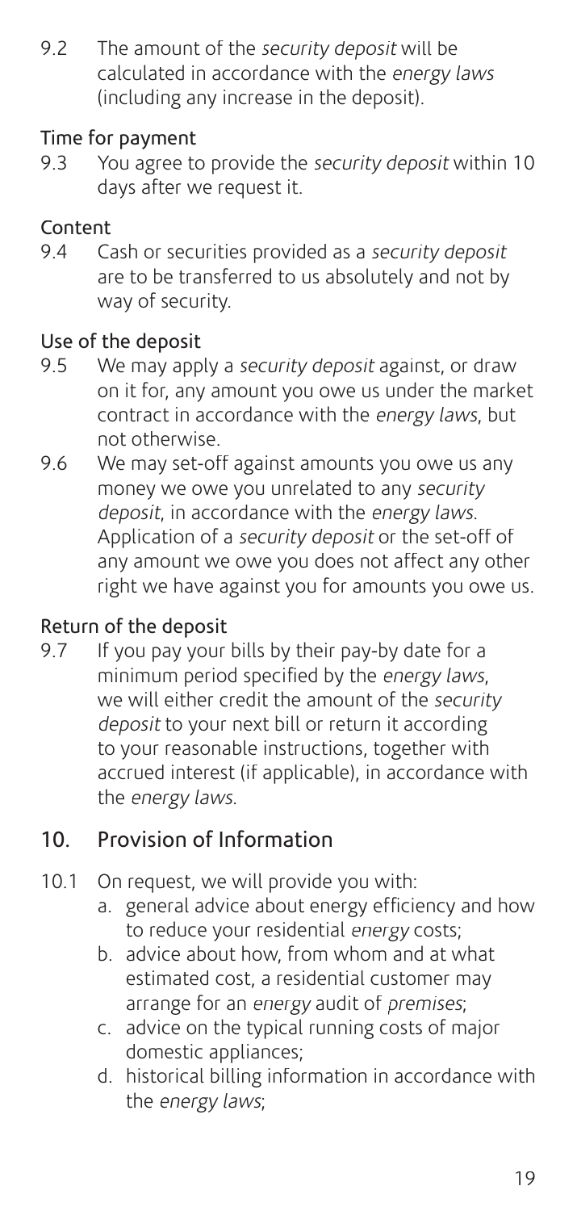9.2 The amount of the *security deposit* will be calculated in accordance with the *energy laws* (including any increase in the deposit).

### Time for payment

9.3 You agree to provide the *security deposit* within 10 days after we request it.

### Content

9.4 Cash or securities provided as a *security deposit* are to be transferred to us absolutely and not by way of security.

### Use of the deposit

9.5 We may apply a *security deposit* against, or draw on it for, any amount you owe us under the market contract in accordance with the *energy laws*, but not otherwise.

9.6 We may set-off against amounts you owe us any money we owe you unrelated to any *security deposit*, in accordance with the *energy laws*. Application of a *security deposit* or the set-off of any amount we owe you does not affect any other right we have against you for amounts you owe us.

### Return of the deposit

9.7 If you pay your bills by their pay-by date for a minimum period specified by the *energy laws*, we will either credit the amount of the *security deposit* to your next bill or return it according to your reasonable instructions, together with accrued interest (if applicable), in accordance with the *energy laws*.

## 10. Provision of Information

10.1 On request, we will provide you with:

a. general advice about energy efficiency and how to reduce your residential *energy* costs;

b. advice about how, from whom and at what estimated cost, a residential customer may arrange for an *energy* audit of *premises*;

c. advice on the typical running costs of major domestic appliances;

d. historical billing information in accordance with the *energy laws*;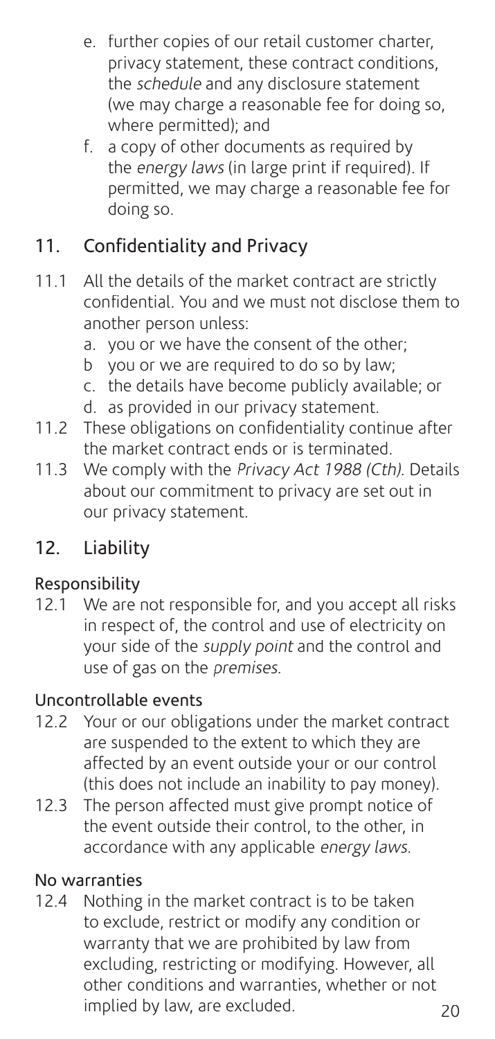e. further copies of our retail customer charter, privacy statement, these contract conditions, the *schedule* and any disclosure statement (we may charge a reasonable fee for doing so, where permitted); and
f. a copy of other documents as required by the *energy laws* (in large print if required). If permitted, we may charge a reasonable fee for doing so.

## 11. Confidentiality and Privacy

11.1 All the details of the market contract are strictly confidential. You and we must not disclose them to another person unless:

a. you or we have the consent of the other;
b you or we are required to do so by law;
c. the details have become publicly available; or
d. as provided in our privacy statement.

11.2 These obligations on confidentiality continue after the market contract ends or is terminated.

11.3 We comply with the *Privacy Act 1988 (Cth)*. Details about our commitment to privacy are set out in our privacy statement.

## 12. Liability

### Responsibility

12.1 We are not responsible for, and you accept all risks in respect of, the control and use of electricity on your side of the *supply point* and the control and use of gas on the *premises*.

### Uncontrollable events

12.2 Your or our obligations under the market contract are suspended to the extent to which they are affected by an event outside your or our control (this does not include an inability to pay money).

12.3 The person affected must give prompt notice of the event outside their control, to the other, in accordance with any applicable *energy laws*.

### No warranties

12.4 Nothing in the market contract is to be taken to exclude, restrict or modify any condition or warranty that we are prohibited by law from excluding, restricting or modifying. However, all other conditions and warranties, whether or not implied by law, are excluded.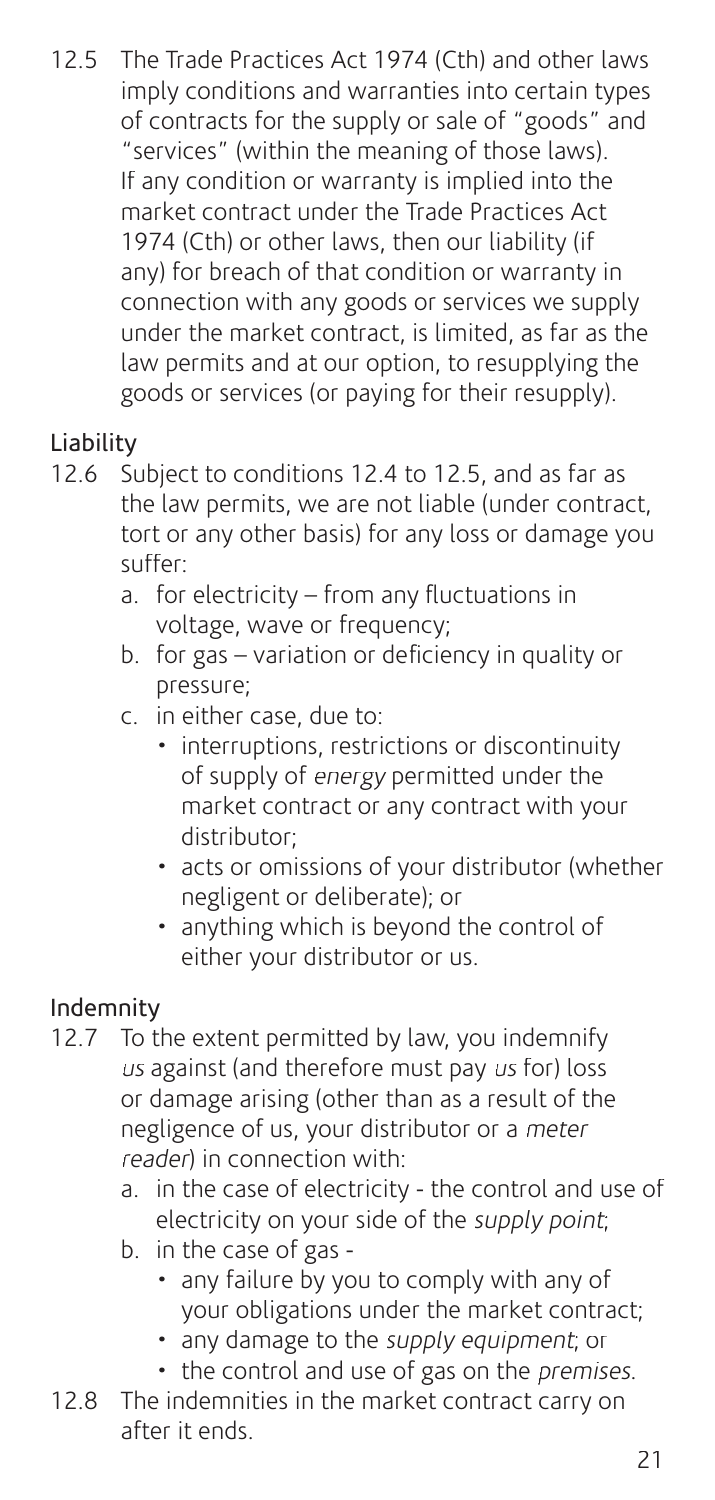12.5 The Trade Practices Act 1974 (Cth) and other laws imply conditions and warranties into certain types of contracts for the supply or sale of "goods" and "services" (within the meaning of those laws). If any condition or warranty is implied into the market contract under the Trade Practices Act 1974 (Cth) or other laws, then our liability (if any) for breach of that condition or warranty in connection with any goods or services we supply under the market contract, is limited, as far as the law permits and at our option, to resupplying the goods or services (or paying for their resupply).

### Liability

12.6 Subject to conditions 12.4 to 12.5, and as far as the law permits, we are not liable (under contract, tort or any other basis) for any loss or damage you suffer:

a. for electricity – from any fluctuations in voltage, wave or frequency;

b. for gas – variation or deficiency in quality or pressure;

c. in either case, due to:

- interruptions, restrictions or discontinuity of supply of *energy* permitted under the market contract or any contract with your distributor;
- acts or omissions of your distributor (whether negligent or deliberate); or
- anything which is beyond the control of either your distributor or us.

### Indemnity

12.7 To the extent permitted by law, you indemnify *us* against (and therefore must pay *us* for) loss or damage arising (other than as a result of the negligence of us, your distributor or a *meter reader*) in connection with:

a. in the case of electricity - the control and use of electricity on your side of the *supply point*;

b. in the case of gas -

- any failure by you to comply with any of your obligations under the market contract;
- any damage to the *supply equipment*; or
- the control and use of gas on the *premises*.

12.8 The indemnities in the market contract carry on after it ends.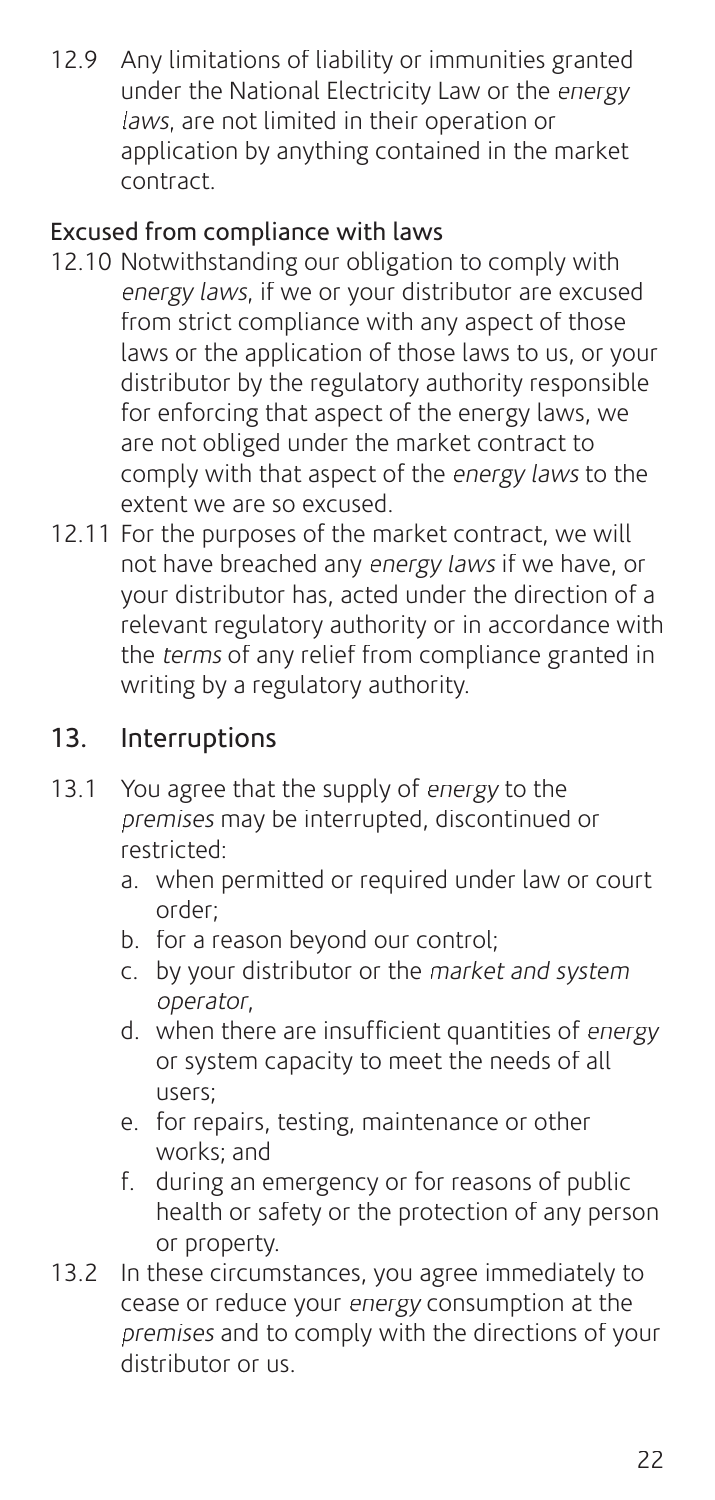12.9 Any limitations of liability or immunities granted under the National Electricity Law or the *energy laws*, are not limited in their operation or application by anything contained in the market contract.

### Excused from compliance with laws

12.10 Notwithstanding our obligation to comply with *energy laws*, if we or your distributor are excused from strict compliance with any aspect of those laws or the application of those laws to us, or your distributor by the regulatory authority responsible for enforcing that aspect of the energy laws, we are not obliged under the market contract to comply with that aspect of the *energy laws* to the extent we are so excused.

12.11 For the purposes of the market contract, we will not have breached any *energy laws* if we have, or your distributor has, acted under the direction of a relevant regulatory authority or in accordance with the *terms* of any relief from compliance granted in writing by a regulatory authority.

## 13. Interruptions

13.1 You agree that the supply of *energy* to the *premises* may be interrupted, discontinued or restricted:

a. when permitted or required under law or court order;
b. for a reason beyond our control;
c. by your distributor or the *market and system operator*,
d. when there are insufficient quantities of *energy* or system capacity to meet the needs of all users;
e. for repairs, testing, maintenance or other works; and
f. during an emergency or for reasons of public health or safety or the protection of any person or property.

13.2 In these circumstances, you agree immediately to cease or reduce your *energy* consumption at the *premises* and to comply with the directions of your distributor or us.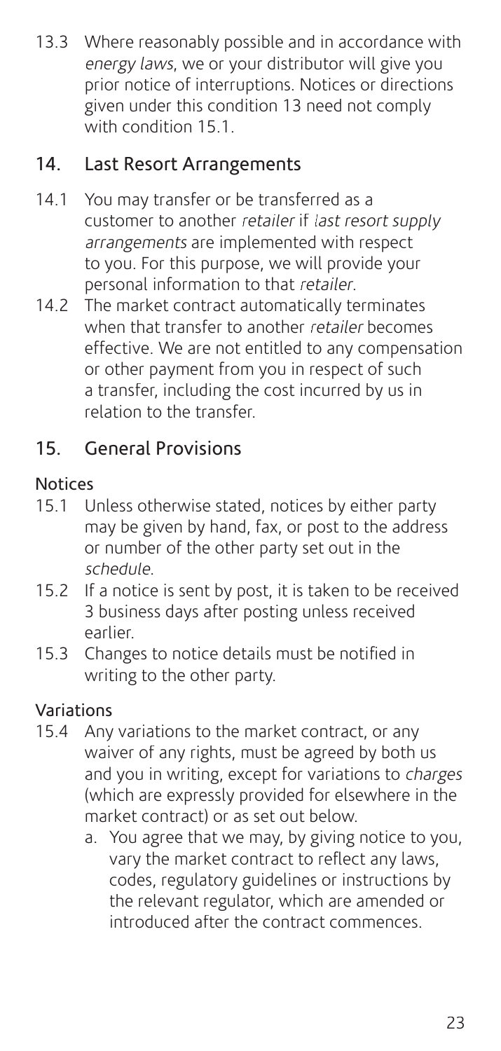13.3 Where reasonably possible and in accordance with *energy laws*, we or your distributor will give you prior notice of interruptions. Notices or directions given under this condition 13 need not comply with condition 15.1.

## 14. Last Resort Arrangements

14.1 You may transfer or be transferred as a customer to another *retailer* if *last resort supply arrangements* are implemented with respect to you. For this purpose, we will provide your personal information to that *retailer*.

14.2 The market contract automatically terminates when that transfer to another *retailer* becomes effective. We are not entitled to any compensation or other payment from you in respect of such a transfer, including the cost incurred by us in relation to the transfer.

## 15. General Provisions

### Notices

15.1 Unless otherwise stated, notices by either party may be given by hand, fax, or post to the address or number of the other party set out in the *schedule*.

15.2 If a notice is sent by post, it is taken to be received 3 business days after posting unless received earlier.

15.3 Changes to notice details must be notified in writing to the other party.

### Variations

15.4 Any variations to the market contract, or any waiver of any rights, must be agreed by both us and you in writing, except for variations to *charges* (which are expressly provided for elsewhere in the market contract) or as set out below.

a. You agree that we may, by giving notice to you, vary the market contract to reflect any laws, codes, regulatory guidelines or instructions by the relevant regulator, which are amended or introduced after the contract commences.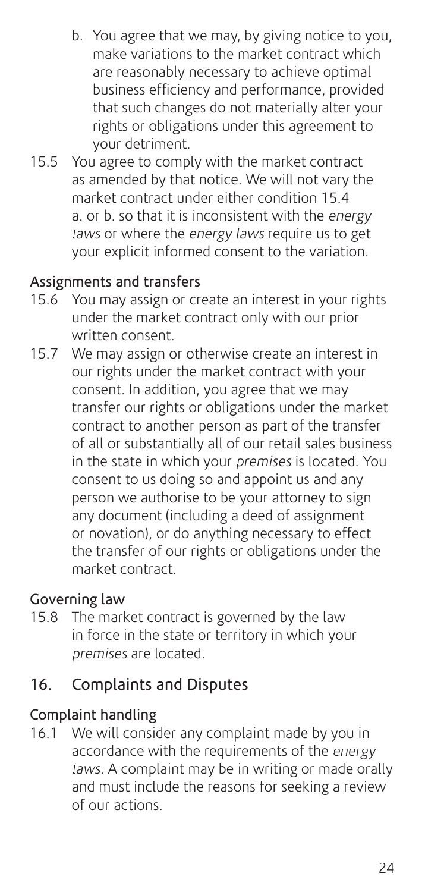b. You agree that we may, by giving notice to you, make variations to the market contract which are reasonably necessary to achieve optimal business efficiency and performance, provided that such changes do not materially alter your rights or obligations under this agreement to your detriment.

15.5 You agree to comply with the market contract as amended by that notice. We will not vary the market contract under either condition 15.4 a. or b. so that it is inconsistent with the *energy laws* or where the *energy laws* require us to get your explicit informed consent to the variation.

### Assignments and transfers

15.6 You may assign or create an interest in your rights under the market contract only with our prior written consent.

15.7 We may assign or otherwise create an interest in our rights under the market contract with your consent. In addition, you agree that we may transfer our rights or obligations under the market contract to another person as part of the transfer of all or substantially all of our retail sales business in the state in which your *premises* is located. You consent to us doing so and appoint us and any person we authorise to be your attorney to sign any document (including a deed of assignment or novation), or do anything necessary to effect the transfer of our rights or obligations under the market contract.

### Governing law

15.8 The market contract is governed by the law in force in the state or territory in which your *premises* are located.

## 16. Complaints and Disputes

### Complaint handling

16.1 We will consider any complaint made by you in accordance with the requirements of the *energy laws*. A complaint may be in writing or made orally and must include the reasons for seeking a review of our actions.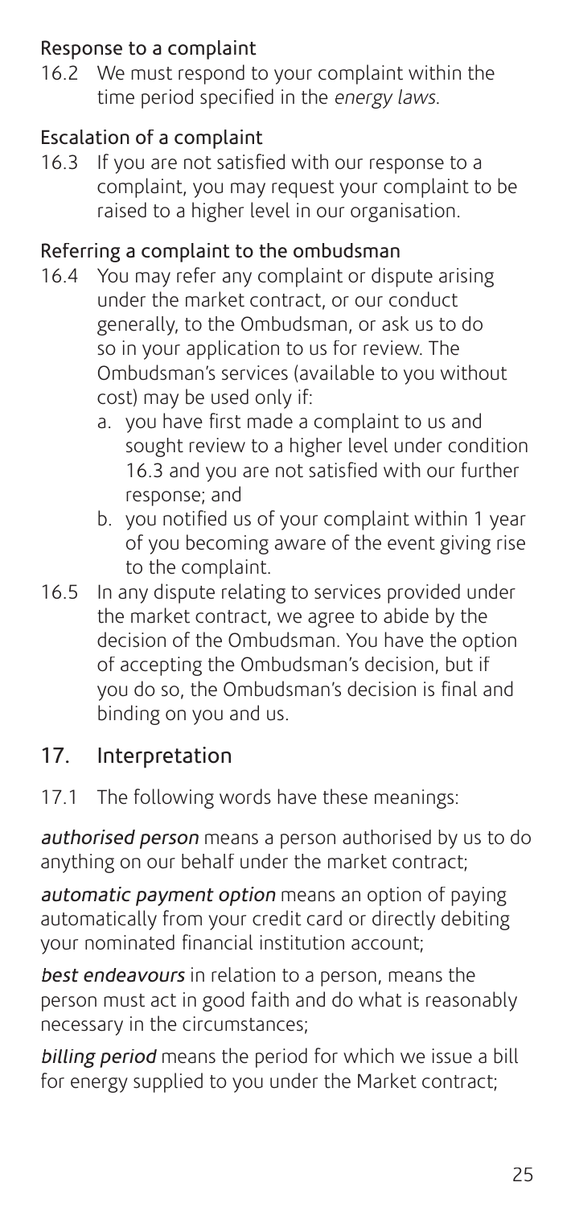### Response to a complaint

16.2 We must respond to your complaint within the time period specified in the *energy laws*.

### Escalation of a complaint

16.3 If you are not satisfied with our response to a complaint, you may request your complaint to be raised to a higher level in our organisation.

### Referring a complaint to the ombudsman

16.4 You may refer any complaint or dispute arising under the market contract, or our conduct generally, to the Ombudsman, or ask us to do so in your application to us for review. The Ombudsman's services (available to you without cost) may be used only if:

a. you have first made a complaint to us and sought review to a higher level under condition 16.3 and you are not satisfied with our further response; and

b. you notified us of your complaint within 1 year of you becoming aware of the event giving rise to the complaint.

16.5 In any dispute relating to services provided under the market contract, we agree to abide by the decision of the Ombudsman. You have the option of accepting the Ombudsman's decision, but if you do so, the Ombudsman's decision is final and binding on you and us.

## 17. Interpretation

17.1 The following words have these meanings:

***authorised person*** means a person authorised by us to do anything on our behalf under the market contract;

***automatic payment option*** means an option of paying automatically from your credit card or directly debiting your nominated financial institution account;

***best endeavours*** in relation to a person, means the person must act in good faith and do what is reasonably necessary in the circumstances;

***billing period*** means the period for which we issue a bill for energy supplied to you under the Market contract;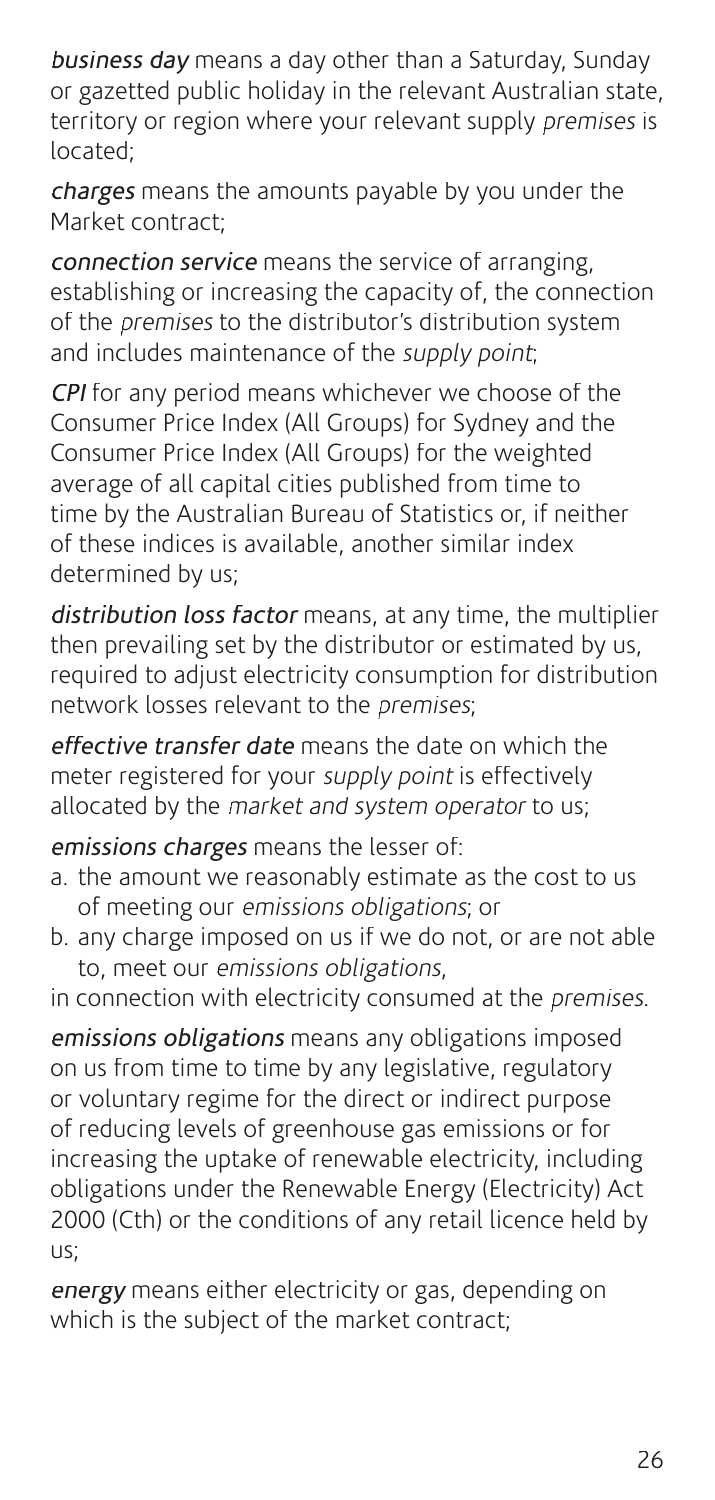***business day*** means a day other than a Saturday, Sunday or gazetted public holiday in the relevant Australian state, territory or region where your relevant supply *premises* is located;

***charges*** means the amounts payable by you under the Market contract;

***connection service*** means the service of arranging, establishing or increasing the capacity of, the connection of the *premises* to the distributor's distribution system and includes maintenance of the *supply point*;

***CPI*** for any period means whichever we choose of the Consumer Price Index (All Groups) for Sydney and the Consumer Price Index (All Groups) for the weighted average of all capital cities published from time to time by the Australian Bureau of Statistics or, if neither of these indices is available, another similar index determined by us;

***distribution loss factor*** means, at any time, the multiplier then prevailing set by the distributor or estimated by us, required to adjust electricity consumption for distribution network losses relevant to the *premises*;

***effective transfer date*** means the date on which the meter registered for your *supply point* is effectively allocated by the *market and system operator* to us;

***emissions charges*** means the lesser of:

a. the amount we reasonably estimate as the cost to us of meeting our *emissions obligations*; or
b. any charge imposed on us if we do not, or are not able to, meet our *emissions obligations*,

in connection with electricity consumed at the *premises*.

***emissions obligations*** means any obligations imposed on us from time to time by any legislative, regulatory or voluntary regime for the direct or indirect purpose of reducing levels of greenhouse gas emissions or for increasing the uptake of renewable electricity, including obligations under the Renewable Energy (Electricity) Act 2000 (Cth) or the conditions of any retail licence held by us;

***energy*** means either electricity or gas, depending on which is the subject of the market contract;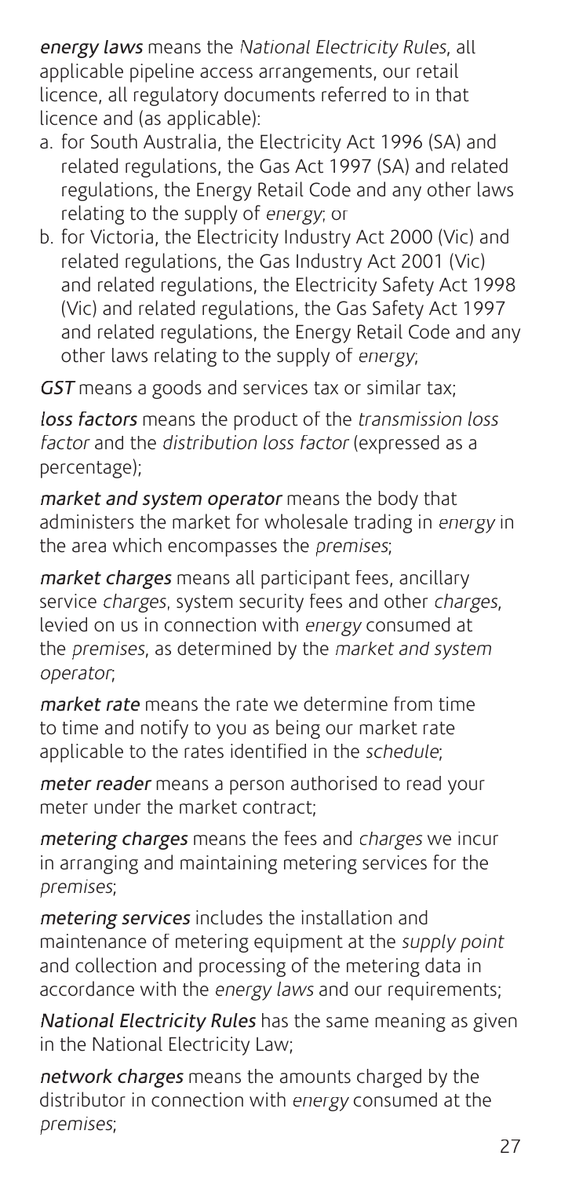***energy laws*** means the *National Electricity Rules*, all applicable pipeline access arrangements, our retail licence, all regulatory documents referred to in that licence and (as applicable):

a. for South Australia, the Electricity Act 1996 (SA) and related regulations, the Gas Act 1997 (SA) and related regulations, the Energy Retail Code and any other laws relating to the supply of *energy*; or
b. for Victoria, the Electricity Industry Act 2000 (Vic) and related regulations, the Gas Industry Act 2001 (Vic) and related regulations, the Electricity Safety Act 1998 (Vic) and related regulations, the Gas Safety Act 1997 and related regulations, the Energy Retail Code and any other laws relating to the supply of *energy*;

***GST*** means a goods and services tax or similar tax;

***loss factors*** means the product of the *transmission loss factor* and the *distribution loss factor* (expressed as a percentage);

***market and system operator*** means the body that administers the market for wholesale trading in *energy* in the area which encompasses the *premises*;

***market charges*** means all participant fees, ancillary service *charges*, system security fees and other *charges*, levied on us in connection with *energy* consumed at the *premises*, as determined by the *market and system operator*;

***market rate*** means the rate we determine from time to time and notify to you as being our market rate applicable to the rates identified in the *schedule*;

***meter reader*** means a person authorised to read your meter under the market contract;

***metering charges*** means the fees and *charges* we incur in arranging and maintaining metering services for the *premises*;

***metering services*** includes the installation and maintenance of metering equipment at the *supply point* and collection and processing of the metering data in accordance with the *energy laws* and our requirements;

***National Electricity Rules*** has the same meaning as given in the National Electricity Law;

***network charges*** means the amounts charged by the distributor in connection with *energy* consumed at the *premises*;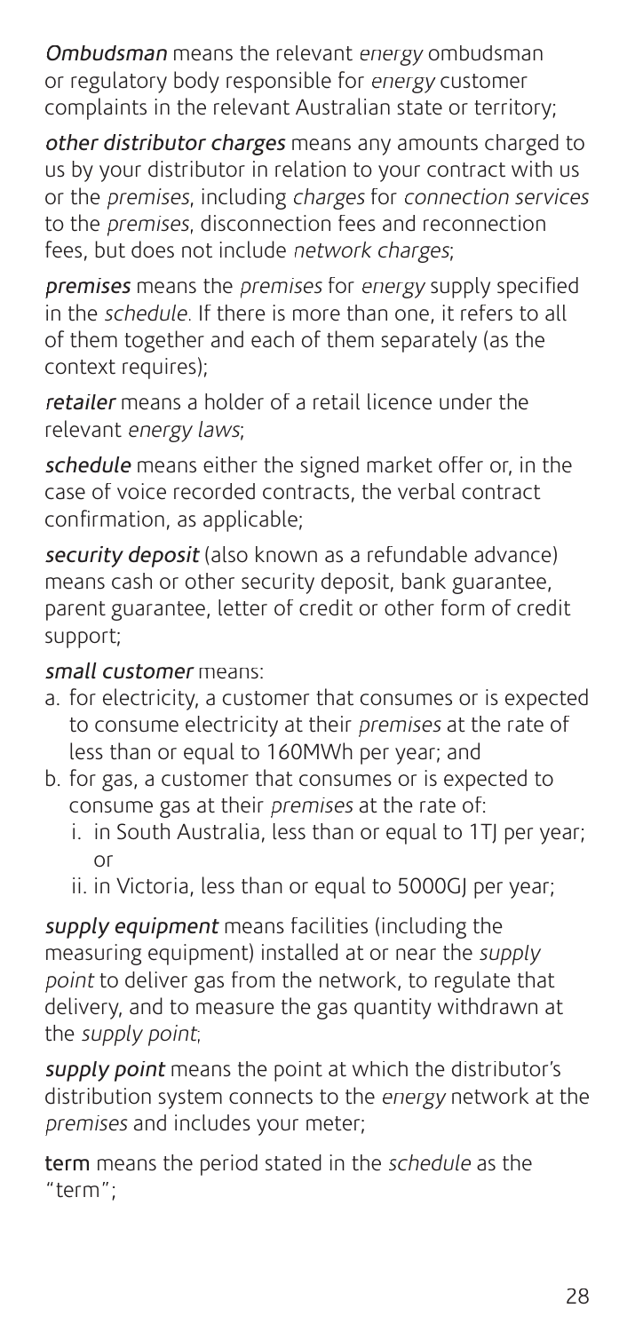***Ombudsman*** means the relevant *energy* ombudsman or regulatory body responsible for *energy* customer complaints in the relevant Australian state or territory;

***other distributor charges*** means any amounts charged to us by your distributor in relation to your contract with us or the *premises*, including *charges* for *connection services* to the *premises*, disconnection fees and reconnection fees, but does not include *network charges*;

***premises*** means the *premises* for *energy* supply specified in the *schedule*. If there is more than one, it refers to all of them together and each of them separately (as the context requires);

***retailer*** means a holder of a retail licence under the relevant *energy laws*;

***schedule*** means either the signed market offer or, in the case of voice recorded contracts, the verbal contract confirmation, as applicable;

***security deposit*** (also known as a refundable advance) means cash or other security deposit, bank guarantee, parent guarantee, letter of credit or other form of credit support;

***small customer*** means:

a. for electricity, a customer that consumes or is expected to consume electricity at their *premises* at the rate of less than or equal to 160MWh per year; and
b. for gas, a customer that consumes or is expected to consume gas at their *premises* at the rate of:
   i. in South Australia, less than or equal to 1TJ per year; or
   ii. in Victoria, less than or equal to 5000GJ per year;

***supply equipment*** means facilities (including the measuring equipment) installed at or near the *supply point* to deliver gas from the network, to regulate that delivery, and to measure the gas quantity withdrawn at the *supply point*;

***supply point*** means the point at which the distributor's distribution system connects to the *energy* network at the *premises* and includes your meter;

**term** means the period stated in the *schedule* as the "term";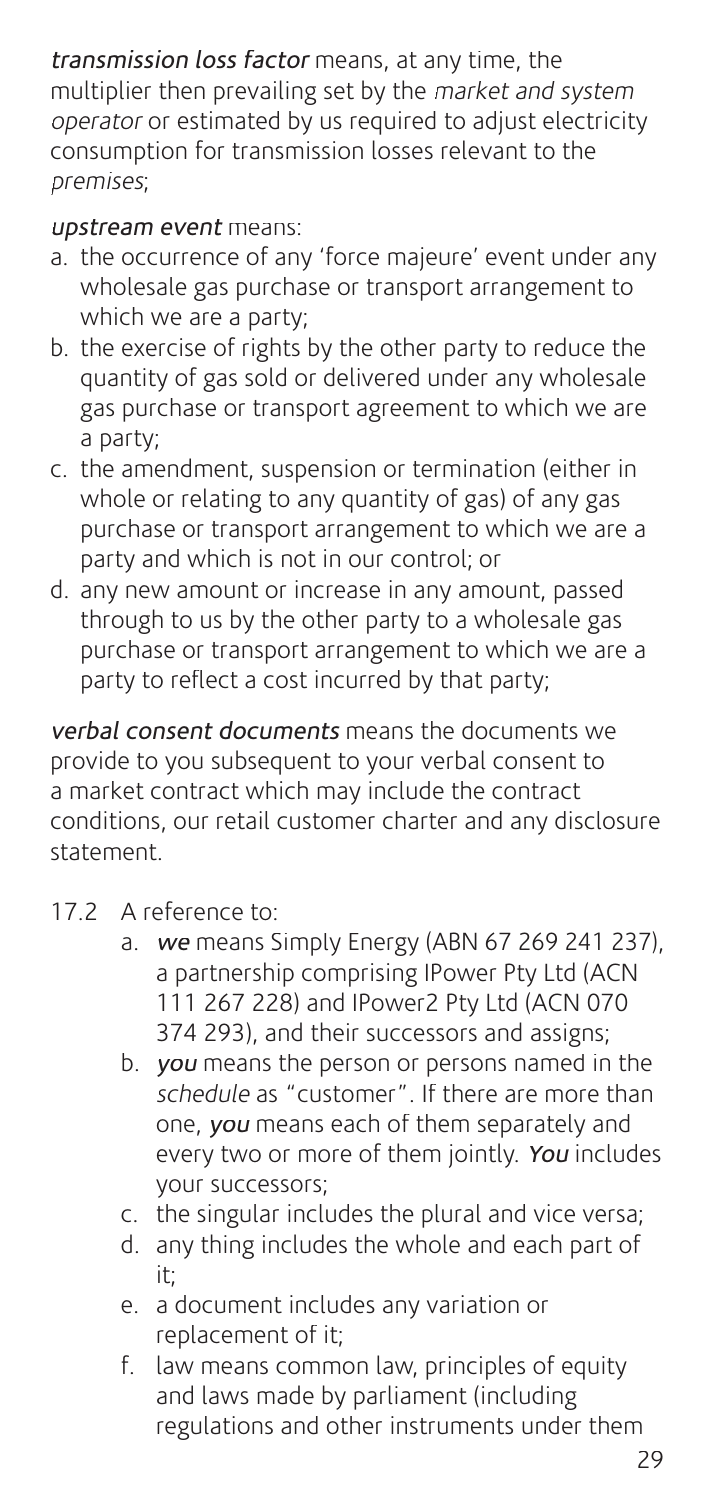***transmission loss factor*** means, at any time, the multiplier then prevailing set by the *market and system operator* or estimated by us required to adjust electricity consumption for transmission losses relevant to the *premises*;

***upstream event*** means:

a. the occurrence of any 'force majeure' event under any wholesale gas purchase or transport arrangement to which we are a party;
b. the exercise of rights by the other party to reduce the quantity of gas sold or delivered under any wholesale gas purchase or transport agreement to which we are a party;
c. the amendment, suspension or termination (either in whole or relating to any quantity of gas) of any gas purchase or transport arrangement to which we are a party and which is not in our control; or
d. any new amount or increase in any amount, passed through to us by the other party to a wholesale gas purchase or transport arrangement to which we are a party to reflect a cost incurred by that party;

***verbal consent documents*** means the documents we provide to you subsequent to your verbal consent to a market contract which may include the contract conditions, our retail customer charter and any disclosure statement.

17.2 A reference to:

a. ***we*** means Simply Energy (ABN 67 269 241 237), a partnership comprising IPower Pty Ltd (ACN 111 267 228) and IPower2 Pty Ltd (ACN 070 374 293), and their successors and assigns;
b. ***you*** means the person or persons named in the *schedule* as "customer". If there are more than one, ***you*** means each of them separately and every two or more of them jointly. ***You*** includes your successors;
c. the singular includes the plural and vice versa;
d. any thing includes the whole and each part of it;
e. a document includes any variation or replacement of it;
f. law means common law, principles of equity and laws made by parliament (including regulations and other instruments under them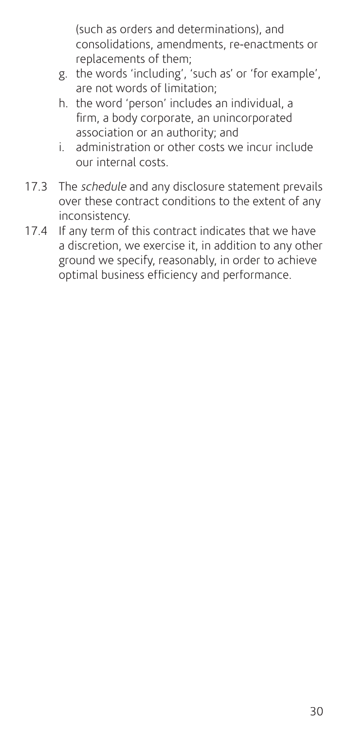(such as orders and determinations), and consolidations, amendments, re-enactments or replacements of them;

g. the words 'including', 'such as' or 'for example', are not words of limitation;
h. the word 'person' includes an individual, a firm, a body corporate, an unincorporated association or an authority; and
i. administration or other costs we incur include our internal costs.

17.3 The *schedule* and any disclosure statement prevails over these contract conditions to the extent of any inconsistency.

17.4 If any term of this contract indicates that we have a discretion, we exercise it, in addition to any other ground we specify, reasonably, in order to achieve optimal business efficiency and performance.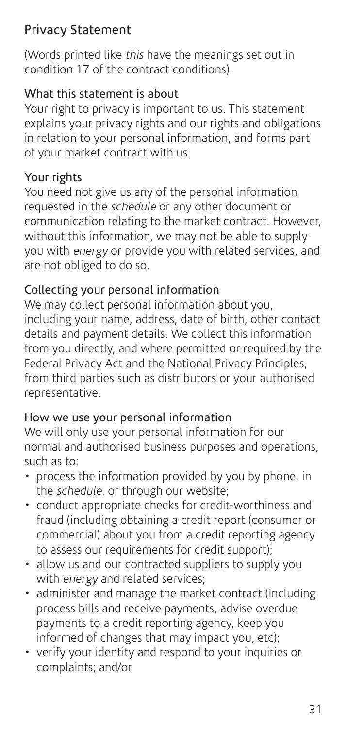## Privacy Statement

(Words printed like *this* have the meanings set out in condition 17 of the contract conditions).

### What this statement is about

Your right to privacy is important to us. This statement explains your privacy rights and our rights and obligations in relation to your personal information, and forms part of your market contract with us.

### Your rights

You need not give us any of the personal information requested in the *schedule* or any other document or communication relating to the market contract. However, without this information, we may not be able to supply you with *energy* or provide you with related services, and are not obliged to do so.

### Collecting your personal information

We may collect personal information about you, including your name, address, date of birth, other contact details and payment details. We collect this information from you directly, and where permitted or required by the Federal Privacy Act and the National Privacy Principles, from third parties such as distributors or your authorised representative.

### How we use your personal information

We will only use your personal information for our normal and authorised business purposes and operations, such as to:

- process the information provided by you by phone, in the *schedule*, or through our website;
- conduct appropriate checks for credit-worthiness and fraud (including obtaining a credit report (consumer or commercial) about you from a credit reporting agency to assess our requirements for credit support);
- allow us and our contracted suppliers to supply you with *energy* and related services;
- administer and manage the market contract (including process bills and receive payments, advise overdue payments to a credit reporting agency, keep you informed of changes that may impact you, etc);
- verify your identity and respond to your inquiries or complaints; and/or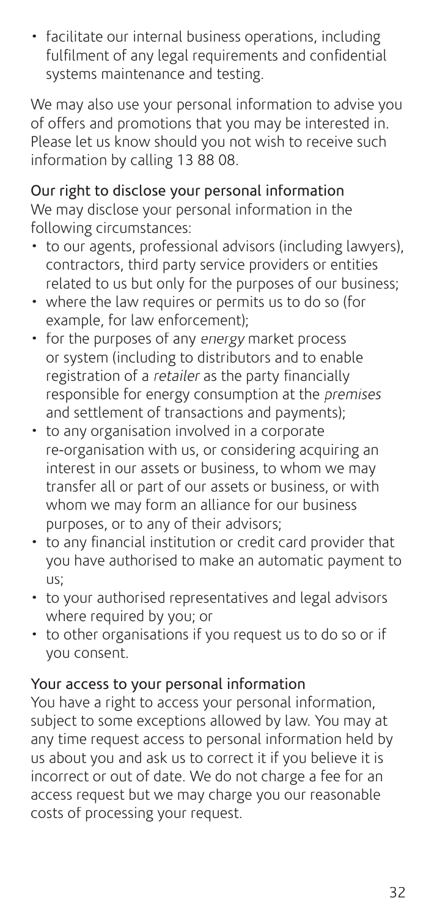- facilitate our internal business operations, including fulfilment of any legal requirements and confidential systems maintenance and testing.

We may also use your personal information to advise you of offers and promotions that you may be interested in. Please let us know should you not wish to receive such information by calling 13 88 08.

### Our right to disclose your personal information

We may disclose your personal information in the following circumstances:

- to our agents, professional advisors (including lawyers), contractors, third party service providers or entities related to us but only for the purposes of our business;
- where the law requires or permits us to do so (for example, for law enforcement);
- for the purposes of any *energy* market process or system (including to distributors and to enable registration of a *retailer* as the party financially responsible for energy consumption at the *premises* and settlement of transactions and payments);
- to any organisation involved in a corporate re-organisation with us, or considering acquiring an interest in our assets or business, to whom we may transfer all or part of our assets or business, or with whom we may form an alliance for our business purposes, or to any of their advisors;
- to any financial institution or credit card provider that you have authorised to make an automatic payment to us;
- to your authorised representatives and legal advisors where required by you; or
- to other organisations if you request us to do so or if you consent.

### Your access to your personal information

You have a right to access your personal information, subject to some exceptions allowed by law. You may at any time request access to personal information held by us about you and ask us to correct it if you believe it is incorrect or out of date. We do not charge a fee for an access request but we may charge you our reasonable costs of processing your request.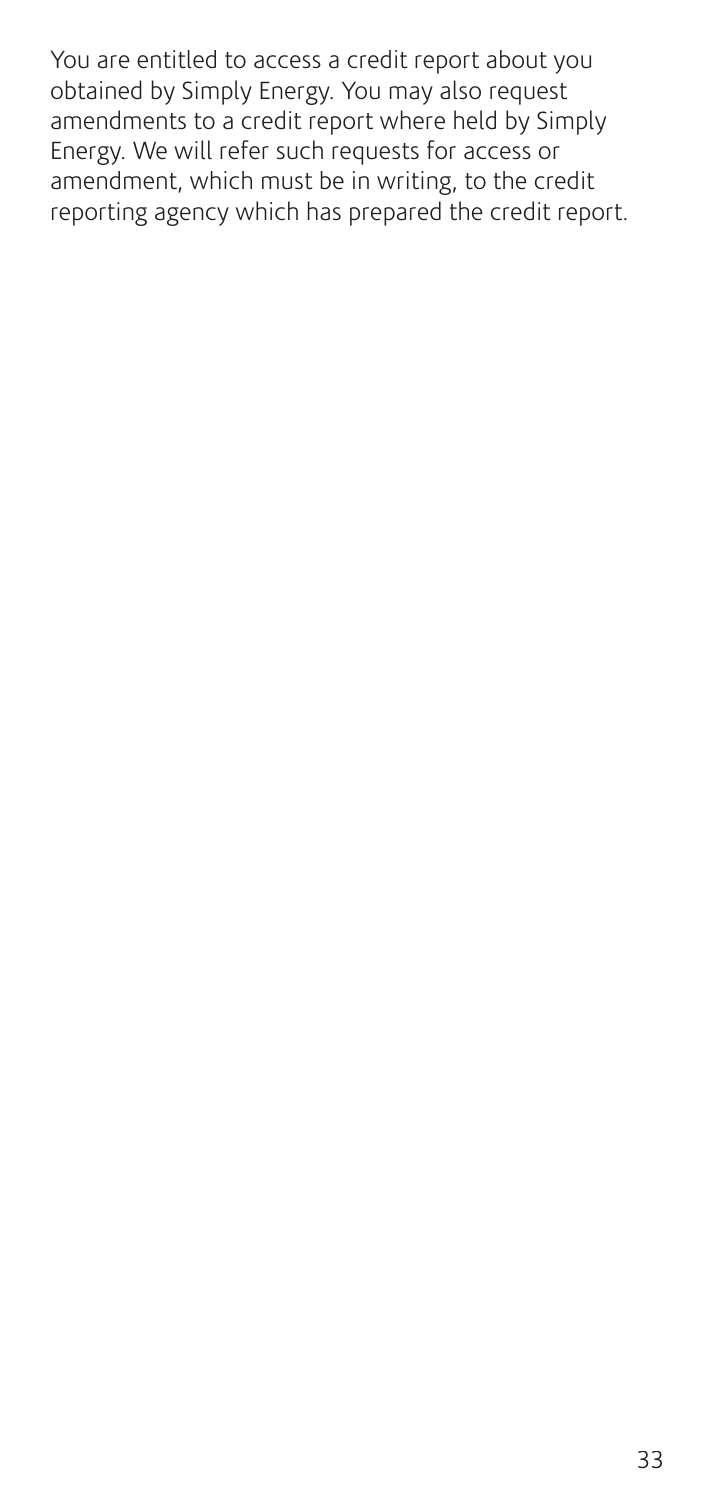You are entitled to access a credit report about you obtained by Simply Energy. You may also request amendments to a credit report where held by Simply Energy. We will refer such requests for access or amendment, which must be in writing, to the credit reporting agency which has prepared the credit report.